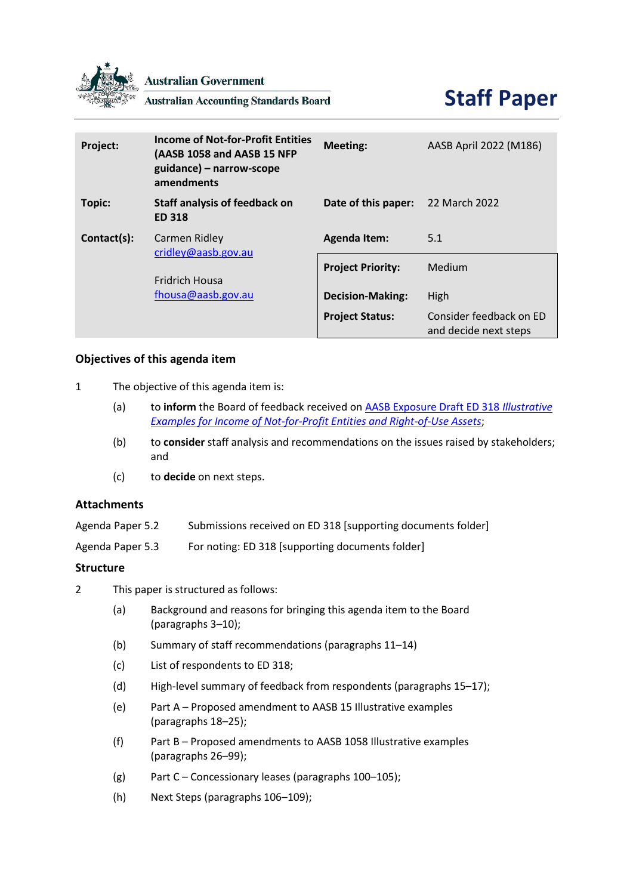Australian Government

Australian Accounting Standards Board

# Staff Paper

| | | | |
|---|---|---|---|
| **Project:** | **Income of Not-for-Profit Entities (AASB 1058 and AASB 15 NFP guidance) – narrow-scope amendments** | **Meeting:** | AASB April 2022 (M186) |
| **Topic:** | **Staff analysis of feedback on ED 318** | **Date of this paper:** | 22 March 2022 |
| **Contact(s):** | Carmen Ridley<br>cridley@aasb.gov.au<br><br>Fridrich Housa<br>fhousa@aasb.gov.au | **Agenda Item:** | 5.1 |
| | | **Project Priority:** | Medium |
| | | **Decision-Making:** | High |
| | | **Project Status:** | Consider feedback on ED and decide next steps |

## Objectives of this agenda item

1 The objective of this agenda item is:

(a) to **inform** the Board of feedback received on [AASB Exposure Draft ED 318 *Illustrative Examples for Income of Not-for-Profit Entities and Right-of-Use Assets*];

(b) to **consider** staff analysis and recommendations on the issues raised by stakeholders; and

(c) to **decide** on next steps.

## Attachments

| | |
|---|---|
| Agenda Paper 5.2 | Submissions received on ED 318 [supporting documents folder] |
| Agenda Paper 5.3 | For noting: ED 318 [supporting documents folder] |

## Structure

2 This paper is structured as follows:

(a) Background and reasons for bringing this agenda item to the Board (paragraphs 3–10);

(b) Summary of staff recommendations (paragraphs 11–14)

(c) List of respondents to ED 318;

(d) High-level summary of feedback from respondents (paragraphs 15–17);

(e) Part A – Proposed amendment to AASB 15 Illustrative examples (paragraphs 18–25);

(f) Part B – Proposed amendments to AASB 1058 Illustrative examples (paragraphs 26–99);

(g) Part C – Concessionary leases (paragraphs 100–105);

(h) Next Steps (paragraphs 106–109);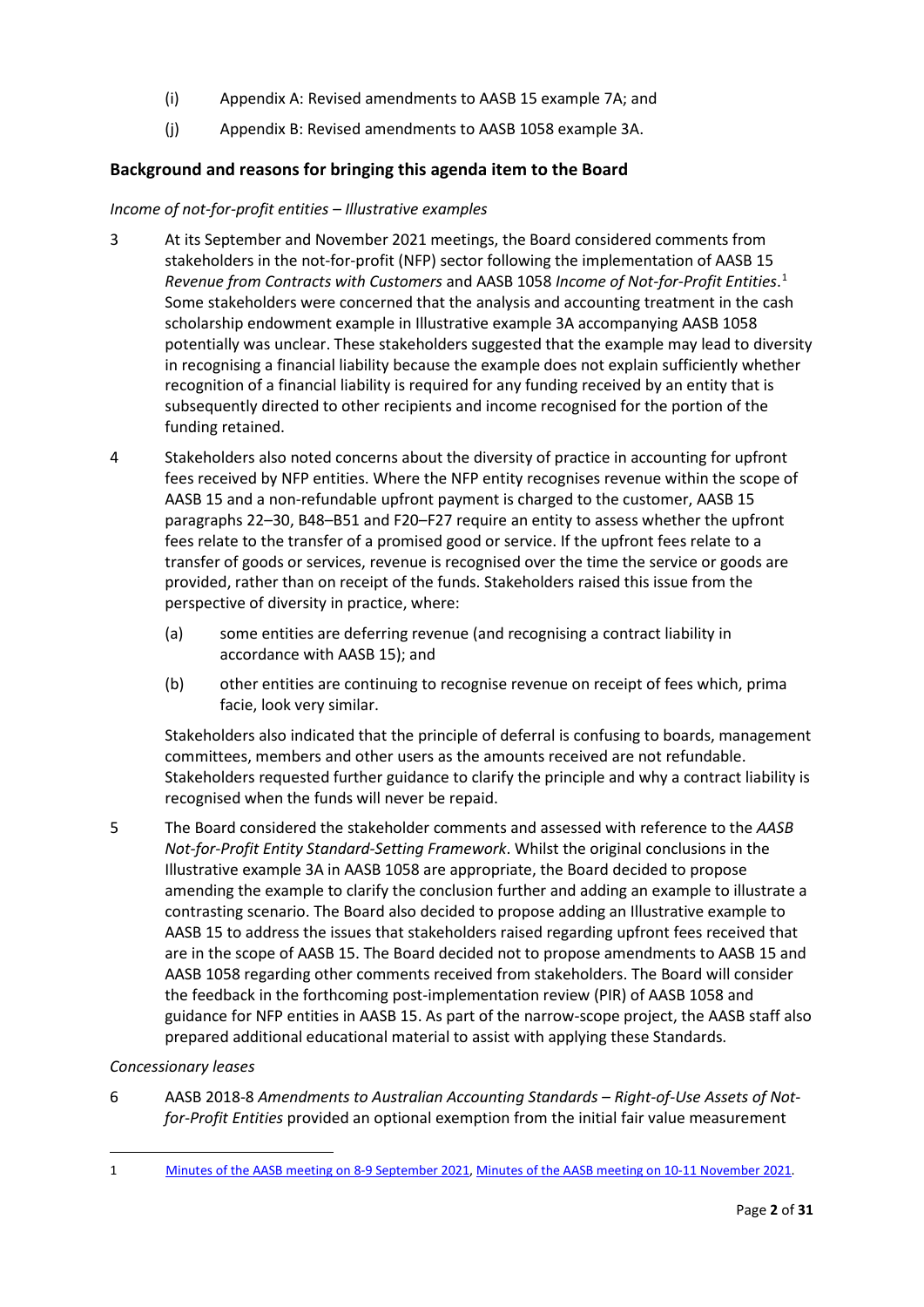(i) Appendix A: Revised amendments to AASB 15 example 7A; and

(j) Appendix B: Revised amendments to AASB 1058 example 3A.

## Background and reasons for bringing this agenda item to the Board

*Income of not-for-profit entities – Illustrative examples*

3 At its September and November 2021 meetings, the Board considered comments from stakeholders in the not-for-profit (NFP) sector following the implementation of AASB 15 *Revenue from Contracts with Customers* and AASB 1058 *Income of Not-for-Profit Entities*.[1] Some stakeholders were concerned that the analysis and accounting treatment in the cash scholarship endowment example in Illustrative example 3A accompanying AASB 1058 potentially was unclear. These stakeholders suggested that the example may lead to diversity in recognising a financial liability because the example does not explain sufficiently whether recognition of a financial liability is required for any funding received by an entity that is subsequently directed to other recipients and income recognised for the portion of the funding retained.

4 Stakeholders also noted concerns about the diversity of practice in accounting for upfront fees received by NFP entities. Where the NFP entity recognises revenue within the scope of AASB 15 and a non-refundable upfront payment is charged to the customer, AASB 15 paragraphs 22–30, B48–B51 and F20–F27 require an entity to assess whether the upfront fees relate to the transfer of a promised good or service. If the upfront fees relate to a transfer of goods or services, revenue is recognised over the time the service or goods are provided, rather than on receipt of the funds. Stakeholders raised this issue from the perspective of diversity in practice, where:

(a) some entities are deferring revenue (and recognising a contract liability in accordance with AASB 15); and

(b) other entities are continuing to recognise revenue on receipt of fees which, prima facie, look very similar.

Stakeholders also indicated that the principle of deferral is confusing to boards, management committees, members and other users as the amounts received are not refundable. Stakeholders requested further guidance to clarify the principle and why a contract liability is recognised when the funds will never be repaid.

5 The Board considered the stakeholder comments and assessed with reference to the *AASB Not-for-Profit Entity Standard-Setting Framework*. Whilst the original conclusions in the Illustrative example 3A in AASB 1058 are appropriate, the Board decided to propose amending the example to clarify the conclusion further and adding an example to illustrate a contrasting scenario. The Board also decided to propose adding an Illustrative example to AASB 15 to address the issues that stakeholders raised regarding upfront fees received that are in the scope of AASB 15. The Board decided not to propose amendments to AASB 15 and AASB 1058 regarding other comments received from stakeholders. The Board will consider the feedback in the forthcoming post-implementation review (PIR) of AASB 1058 and guidance for NFP entities in AASB 15. As part of the narrow-scope project, the AASB staff also prepared additional educational material to assist with applying these Standards.

*Concessionary leases*

6 AASB 2018-8 *Amendments to Australian Accounting Standards – Right-of-Use Assets of Not-for-Profit Entities* provided an optional exemption from the initial fair value measurement

---

[1] Minutes of the AASB meeting on 8-9 September 2021, Minutes of the AASB meeting on 10-11 November 2021.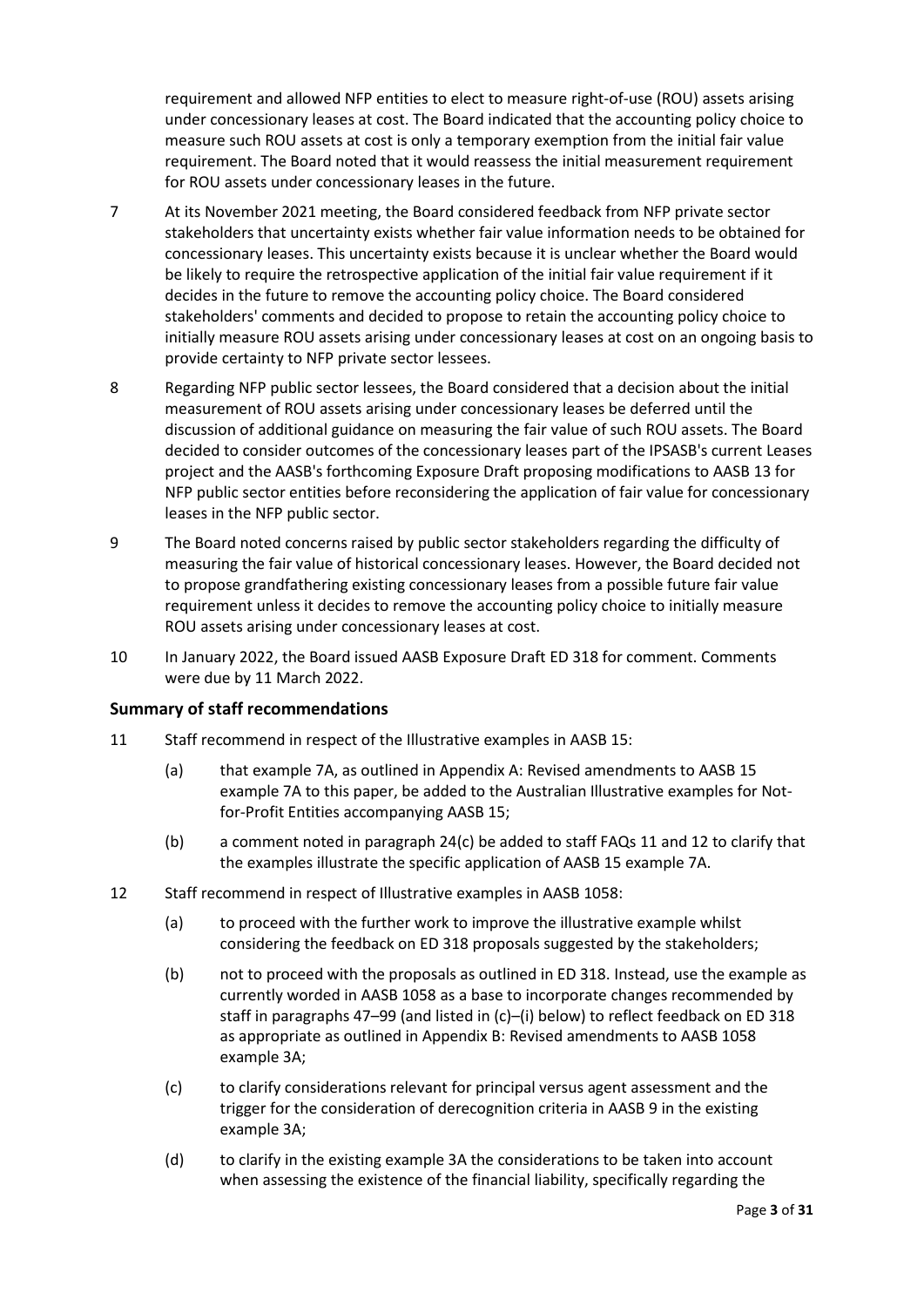requirement and allowed NFP entities to elect to measure right-of-use (ROU) assets arising under concessionary leases at cost. The Board indicated that the accounting policy choice to measure such ROU assets at cost is only a temporary exemption from the initial fair value requirement. The Board noted that it would reassess the initial measurement requirement for ROU assets under concessionary leases in the future.

7 At its November 2021 meeting, the Board considered feedback from NFP private sector stakeholders that uncertainty exists whether fair value information needs to be obtained for concessionary leases. This uncertainty exists because it is unclear whether the Board would be likely to require the retrospective application of the initial fair value requirement if it decides in the future to remove the accounting policy choice. The Board considered stakeholders' comments and decided to propose to retain the accounting policy choice to initially measure ROU assets arising under concessionary leases at cost on an ongoing basis to provide certainty to NFP private sector lessees.

8 Regarding NFP public sector lessees, the Board considered that a decision about the initial measurement of ROU assets arising under concessionary leases be deferred until the discussion of additional guidance on measuring the fair value of such ROU assets. The Board decided to consider outcomes of the concessionary leases part of the IPSASB's current Leases project and the AASB's forthcoming Exposure Draft proposing modifications to AASB 13 for NFP public sector entities before reconsidering the application of fair value for concessionary leases in the NFP public sector.

9 The Board noted concerns raised by public sector stakeholders regarding the difficulty of measuring the fair value of historical concessionary leases. However, the Board decided not to propose grandfathering existing concessionary leases from a possible future fair value requirement unless it decides to remove the accounting policy choice to initially measure ROU assets arising under concessionary leases at cost.

10 In January 2022, the Board issued AASB Exposure Draft ED 318 for comment. Comments were due by 11 March 2022.

### Summary of staff recommendations

11 Staff recommend in respect of the Illustrative examples in AASB 15:

(a) that example 7A, as outlined in Appendix A: Revised amendments to AASB 15 example 7A to this paper, be added to the Australian Illustrative examples for Not-for-Profit Entities accompanying AASB 15;

(b) a comment noted in paragraph 24(c) be added to staff FAQs 11 and 12 to clarify that the examples illustrate the specific application of AASB 15 example 7A.

12 Staff recommend in respect of Illustrative examples in AASB 1058:

(a) to proceed with the further work to improve the illustrative example whilst considering the feedback on ED 318 proposals suggested by the stakeholders;

(b) not to proceed with the proposals as outlined in ED 318. Instead, use the example as currently worded in AASB 1058 as a base to incorporate changes recommended by staff in paragraphs 47–99 (and listed in (c)–(i) below) to reflect feedback on ED 318 as appropriate as outlined in Appendix B: Revised amendments to AASB 1058 example 3A;

(c) to clarify considerations relevant for principal versus agent assessment and the trigger for the consideration of derecognition criteria in AASB 9 in the existing example 3A;

(d) to clarify in the existing example 3A the considerations to be taken into account when assessing the existence of the financial liability, specifically regarding the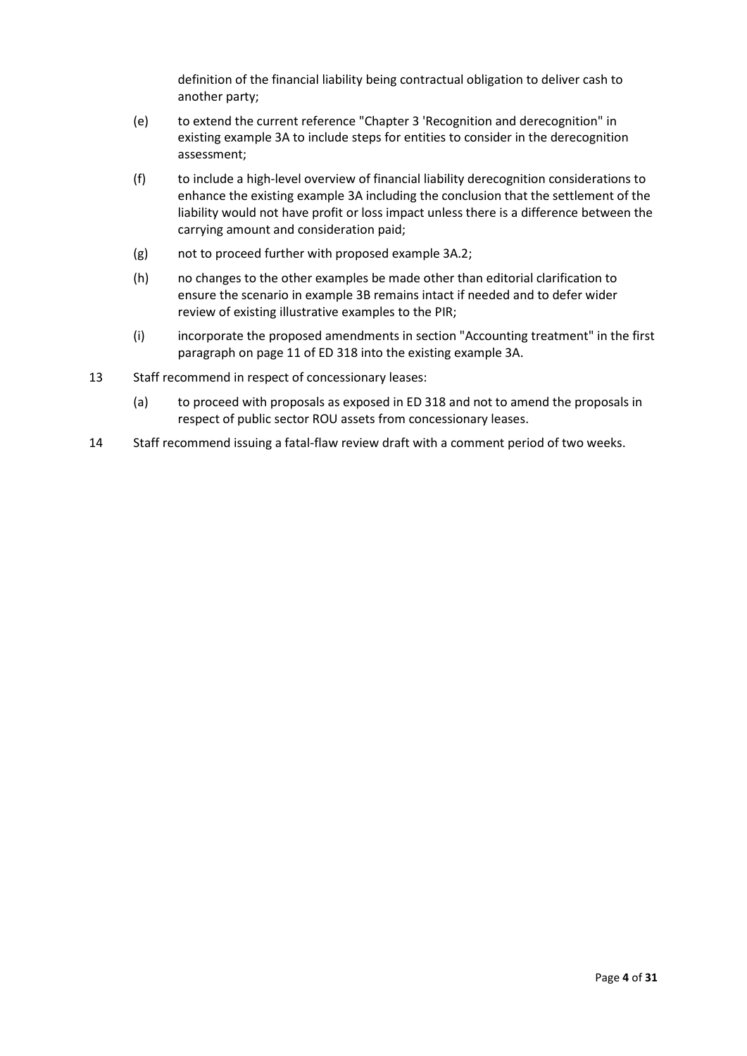definition of the financial liability being contractual obligation to deliver cash to another party;

(e) to extend the current reference "Chapter 3 'Recognition and derecognition" in existing example 3A to include steps for entities to consider in the derecognition assessment;

(f) to include a high-level overview of financial liability derecognition considerations to enhance the existing example 3A including the conclusion that the settlement of the liability would not have profit or loss impact unless there is a difference between the carrying amount and consideration paid;

(g) not to proceed further with proposed example 3A.2;

(h) no changes to the other examples be made other than editorial clarification to ensure the scenario in example 3B remains intact if needed and to defer wider review of existing illustrative examples to the PIR;

(i) incorporate the proposed amendments in section "Accounting treatment" in the first paragraph on page 11 of ED 318 into the existing example 3A.

13 Staff recommend in respect of concessionary leases:

(a) to proceed with proposals as exposed in ED 318 and not to amend the proposals in respect of public sector ROU assets from concessionary leases.

14 Staff recommend issuing a fatal-flaw review draft with a comment period of two weeks.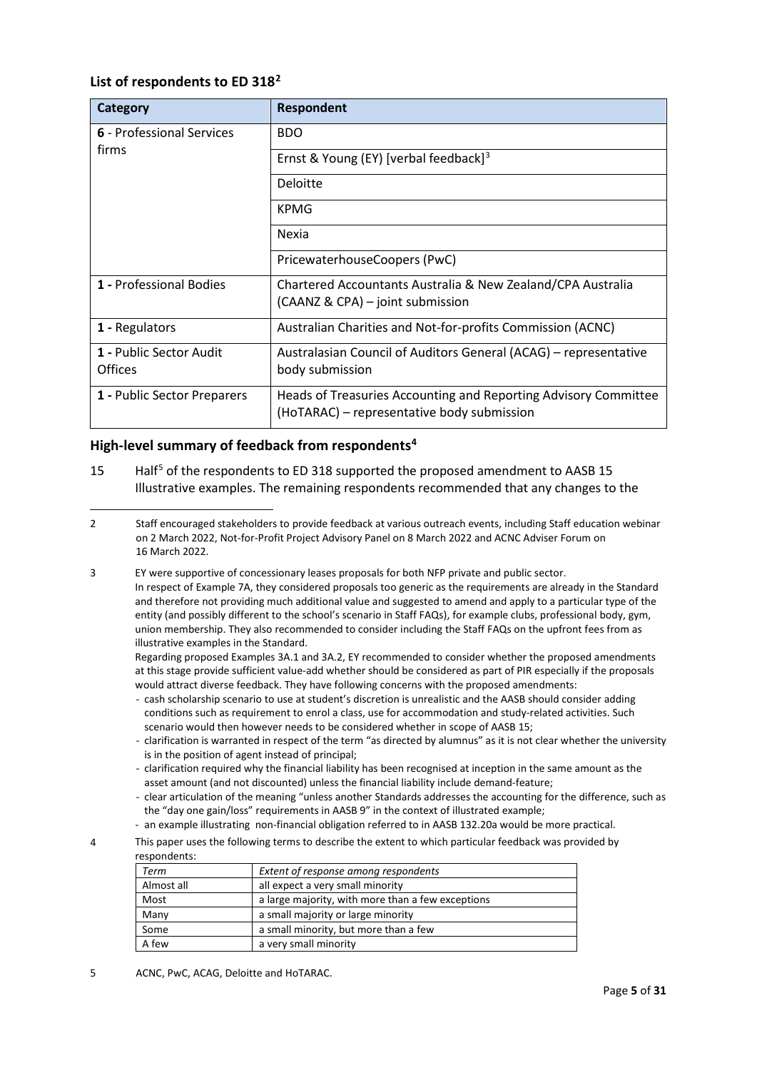## List of respondents to ED 318[2]

| Category | Respondent |
|---|---|
| **6** - Professional Services firms | BDO |
| | Ernst & Young (EY) [verbal feedback][3] |
| | Deloitte |
| | KPMG |
| | Nexia |
| | PricewaterhouseCoopers (PwC) |
| **1 -** Professional Bodies | Chartered Accountants Australia & New Zealand/CPA Australia (CAANZ & CPA) – joint submission |
| **1 -** Regulators | Australian Charities and Not-for-profits Commission (ACNC) |
| **1 -** Public Sector Audit Offices | Australasian Council of Auditors General (ACAG) – representative body submission |
| **1 -** Public Sector Preparers | Heads of Treasuries Accounting and Reporting Advisory Committee (HoTARAC) – representative body submission |

## High-level summary of feedback from respondents[4]

15 Half[5] of the respondents to ED 318 supported the proposed amendment to AASB 15 Illustrative examples. The remaining respondents recommended that any changes to the

---

2 Staff encouraged stakeholders to provide feedback at various outreach events, including Staff education webinar on 2 March 2022, Not-for-Profit Project Advisory Panel on 8 March 2022 and ACNC Adviser Forum on 16 March 2022.

3 EY were supportive of concessionary leases proposals for both NFP private and public sector.
In respect of Example 7A, they considered proposals too generic as the requirements are already in the Standard and therefore not providing much additional value and suggested to amend and apply to a particular type of the entity (and possibly different to the school's scenario in Staff FAQs), for example clubs, professional body, gym, union membership. They also recommended to consider including the Staff FAQs on the upfront fees from as illustrative examples in the Standard.
Regarding proposed Examples 3A.1 and 3A.2, EY recommended to consider whether the proposed amendments at this stage provide sufficient value-add whether should be considered as part of PIR especially if the proposals would attract diverse feedback. They have following concerns with the proposed amendments:
- cash scholarship scenario to use at student's discretion is unrealistic and the AASB should consider adding conditions such as requirement to enrol a class, use for accommodation and study-related activities. Such scenario would then however needs to be considered whether in scope of AASB 15;
- clarification is warranted in respect of the term "as directed by alumnus" as it is not clear whether the university is in the position of agent instead of principal;
- clarification required why the financial liability has been recognised at inception in the same amount as the asset amount (and not discounted) unless the financial liability include demand-feature;
- clear articulation of the meaning "unless another Standards addresses the accounting for the difference, such as the "day one gain/loss" requirements in AASB 9" in the context of illustrated example;
- an example illustrating non-financial obligation referred to in AASB 132.20a would be more practical.

4 This paper uses the following terms to describe the extent to which particular feedback was provided by respondents:

| *Term* | *Extent of response among respondents* |
|---|---|
| Almost all | all expect a very small minority |
| Most | a large majority, with more than a few exceptions |
| Many | a small majority or large minority |
| Some | a small minority, but more than a few |
| A few | a very small minority |

5 ACNC, PwC, ACAG, Deloitte and HoTARAC.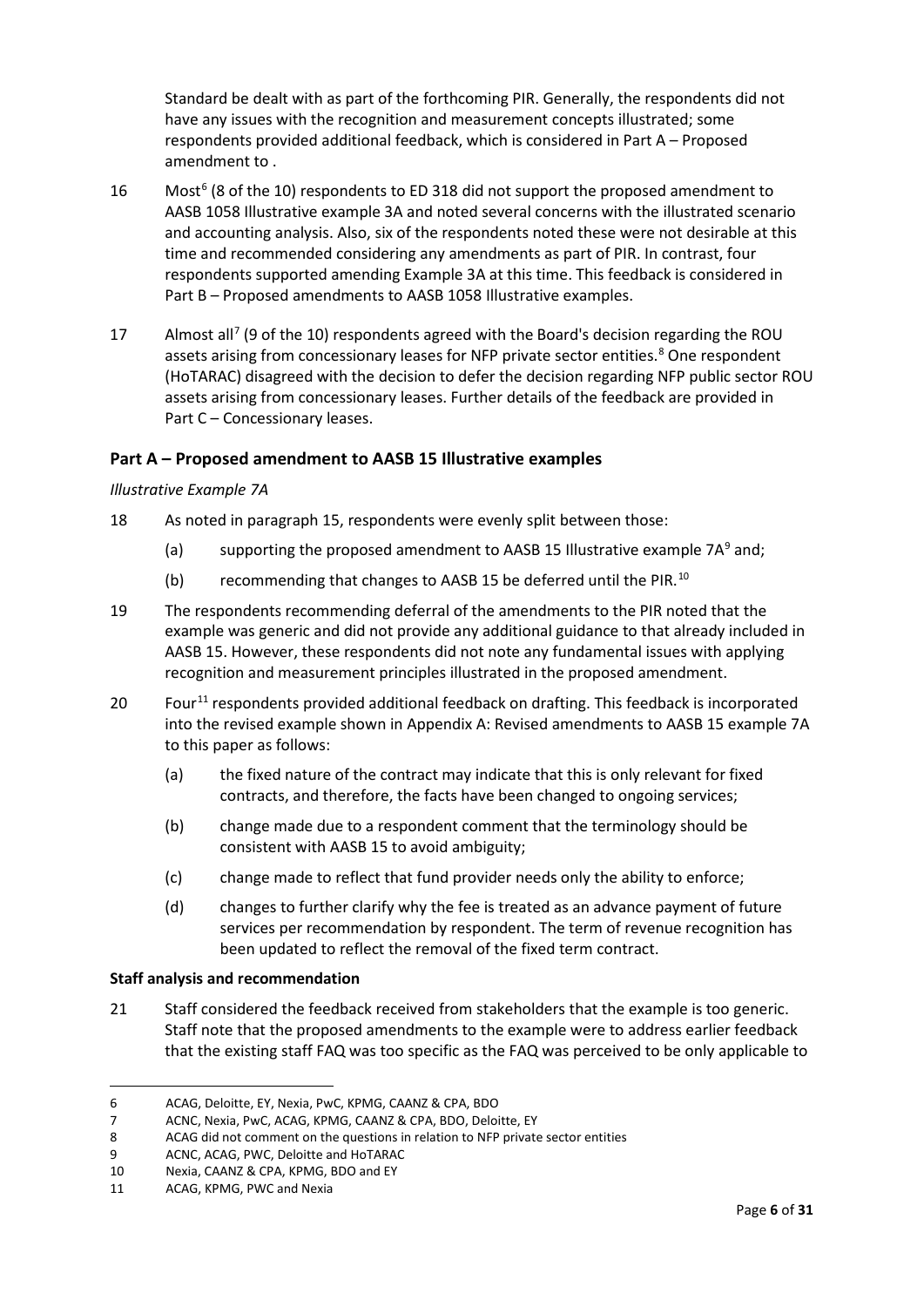Standard be dealt with as part of the forthcoming PIR. Generally, the respondents did not have any issues with the recognition and measurement concepts illustrated; some respondents provided additional feedback, which is considered in Part A – Proposed amendment to .

16 Most[6] (8 of the 10) respondents to ED 318 did not support the proposed amendment to AASB 1058 Illustrative example 3A and noted several concerns with the illustrated scenario and accounting analysis. Also, six of the respondents noted these were not desirable at this time and recommended considering any amendments as part of PIR. In contrast, four respondents supported amending Example 3A at this time. This feedback is considered in Part B – Proposed amendments to AASB 1058 Illustrative examples.

17 Almost all[7] (9 of the 10) respondents agreed with the Board's decision regarding the ROU assets arising from concessionary leases for NFP private sector entities.[8] One respondent (HoTARAC) disagreed with the decision to defer the decision regarding NFP public sector ROU assets arising from concessionary leases. Further details of the feedback are provided in Part C – Concessionary leases.

## Part A – Proposed amendment to AASB 15 Illustrative examples

*Illustrative Example 7A*

18 As noted in paragraph 15, respondents were evenly split between those:

- (a) supporting the proposed amendment to AASB 15 Illustrative example 7A[9] and;
- (b) recommending that changes to AASB 15 be deferred until the PIR.[10]

19 The respondents recommending deferral of the amendments to the PIR noted that the example was generic and did not provide any additional guidance to that already included in AASB 15. However, these respondents did not note any fundamental issues with applying recognition and measurement principles illustrated in the proposed amendment.

20 Four[11] respondents provided additional feedback on drafting. This feedback is incorporated into the revised example shown in Appendix A: Revised amendments to AASB 15 example 7A to this paper as follows:

- (a) the fixed nature of the contract may indicate that this is only relevant for fixed contracts, and therefore, the facts have been changed to ongoing services;
- (b) change made due to a respondent comment that the terminology should be consistent with AASB 15 to avoid ambiguity;
- (c) change made to reflect that fund provider needs only the ability to enforce;
- (d) changes to further clarify why the fee is treated as an advance payment of future services per recommendation by respondent. The term of revenue recognition has been updated to reflect the removal of the fixed term contract.

**Staff analysis and recommendation**

21 Staff considered the feedback received from stakeholders that the example is too generic. Staff note that the proposed amendments to the example were to address earlier feedback that the existing staff FAQ was too specific as the FAQ was perceived to be only applicable to

---

6 ACAG, Deloitte, EY, Nexia, PwC, KPMG, CAANZ & CPA, BDO

7 ACNC, Nexia, PwC, ACAG, KPMG, CAANZ & CPA, BDO, Deloitte, EY

8 ACAG did not comment on the questions in relation to NFP private sector entities

9 ACNC, ACAG, PWC, Deloitte and HoTARAC

10 Nexia, CAANZ & CPA, KPMG, BDO and EY

11 ACAG, KPMG, PWC and Nexia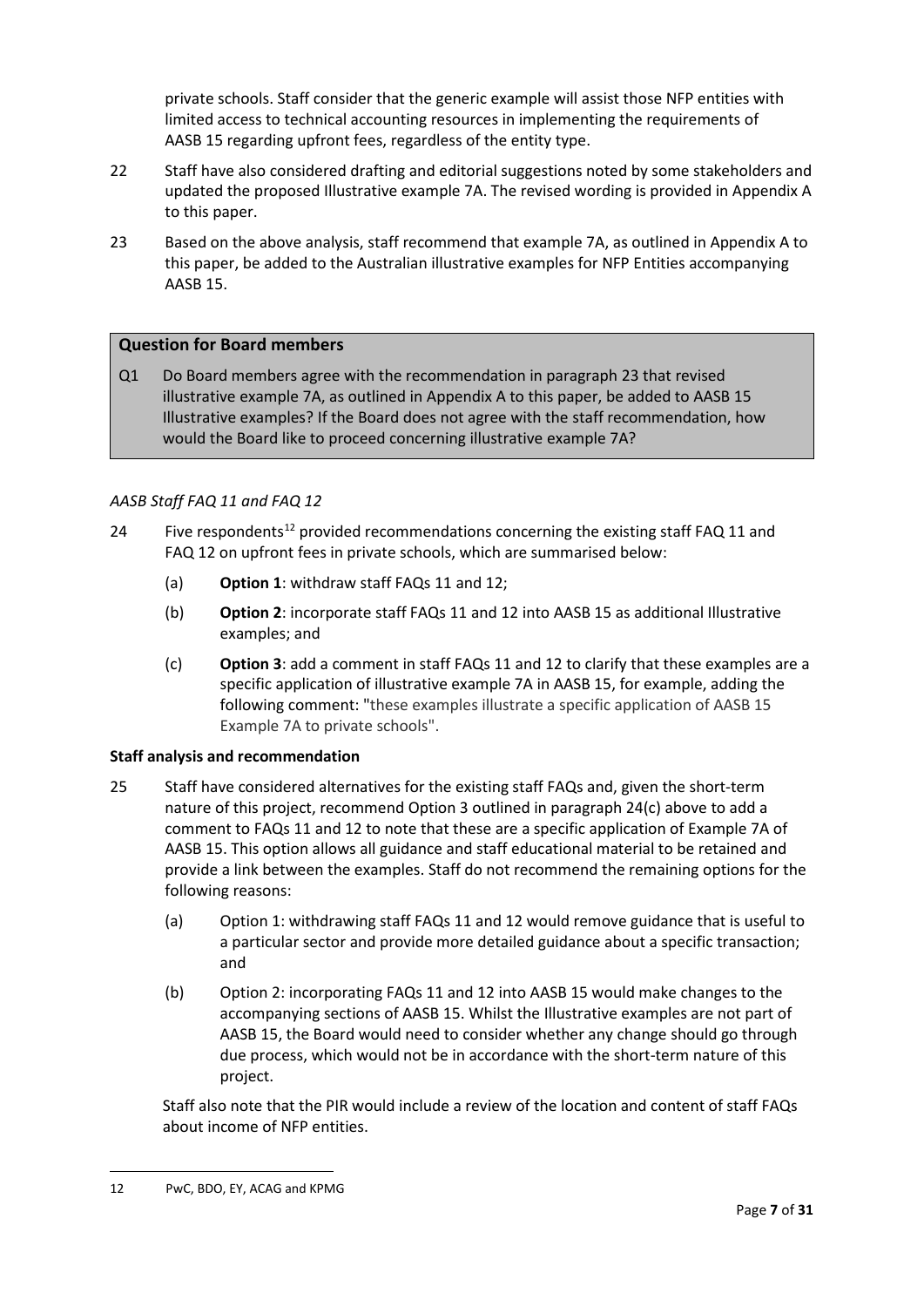private schools. Staff consider that the generic example will assist those NFP entities with limited access to technical accounting resources in implementing the requirements of AASB 15 regarding upfront fees, regardless of the entity type.

22 Staff have also considered drafting and editorial suggestions noted by some stakeholders and updated the proposed Illustrative example 7A. The revised wording is provided in Appendix A to this paper.

23 Based on the above analysis, staff recommend that example 7A, as outlined in Appendix A to this paper, be added to the Australian illustrative examples for NFP Entities accompanying AASB 15.

**Question for Board members**

Q1 Do Board members agree with the recommendation in paragraph 23 that revised illustrative example 7A, as outlined in Appendix A to this paper, be added to AASB 15 Illustrative examples? If the Board does not agree with the staff recommendation, how would the Board like to proceed concerning illustrative example 7A?

*AASB Staff FAQ 11 and FAQ 12*

24 Five respondents[12] provided recommendations concerning the existing staff FAQ 11 and FAQ 12 on upfront fees in private schools, which are summarised below:

(a) **Option 1**: withdraw staff FAQs 11 and 12;

(b) **Option 2**: incorporate staff FAQs 11 and 12 into AASB 15 as additional Illustrative examples; and

(c) **Option 3**: add a comment in staff FAQs 11 and 12 to clarify that these examples are a specific application of illustrative example 7A in AASB 15, for example, adding the following comment: "these examples illustrate a specific application of AASB 15 Example 7A to private schools".

**Staff analysis and recommendation**

25 Staff have considered alternatives for the existing staff FAQs and, given the short-term nature of this project, recommend Option 3 outlined in paragraph 24(c) above to add a comment to FAQs 11 and 12 to note that these are a specific application of Example 7A of AASB 15. This option allows all guidance and staff educational material to be retained and provide a link between the examples. Staff do not recommend the remaining options for the following reasons:

(a) Option 1: withdrawing staff FAQs 11 and 12 would remove guidance that is useful to a particular sector and provide more detailed guidance about a specific transaction; and

(b) Option 2: incorporating FAQs 11 and 12 into AASB 15 would make changes to the accompanying sections of AASB 15. Whilst the Illustrative examples are not part of AASB 15, the Board would need to consider whether any change should go through due process, which would not be in accordance with the short-term nature of this project.

Staff also note that the PIR would include a review of the location and content of staff FAQs about income of NFP entities.

---

12 PwC, BDO, EY, ACAG and KPMG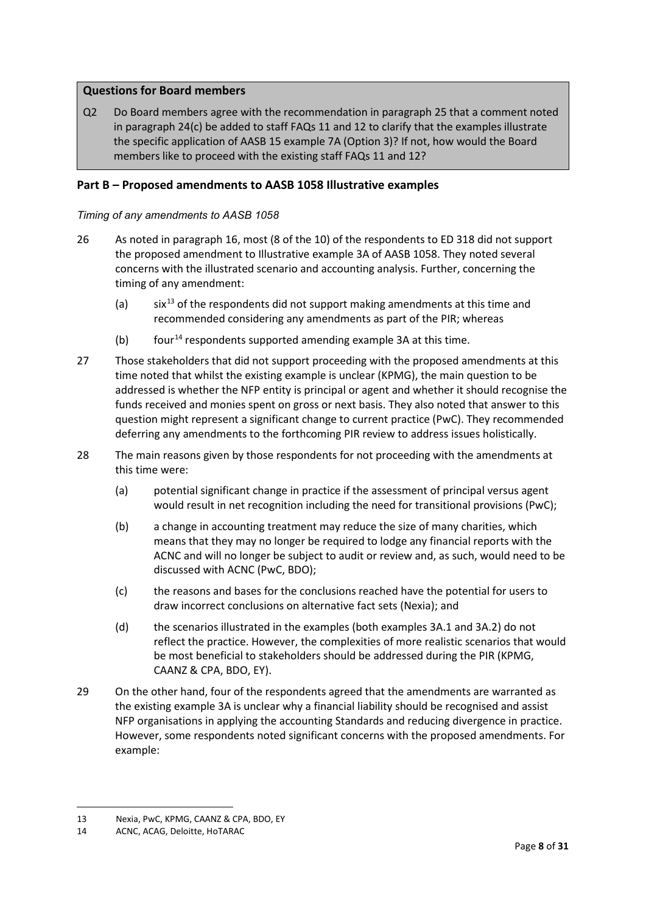**Questions for Board members**

Q2 Do Board members agree with the recommendation in paragraph 25 that a comment noted in paragraph 24(c) be added to staff FAQs 11 and 12 to clarify that the examples illustrate the specific application of AASB 15 example 7A (Option 3)? If not, how would the Board members like to proceed with the existing staff FAQs 11 and 12?

## Part B – Proposed amendments to AASB 1058 Illustrative examples

*Timing of any amendments to AASB 1058*

26 As noted in paragraph 16, most (8 of the 10) of the respondents to ED 318 did not support the proposed amendment to Illustrative example 3A of AASB 1058. They noted several concerns with the illustrated scenario and accounting analysis. Further, concerning the timing of any amendment:

(a) six[13] of the respondents did not support making amendments at this time and recommended considering any amendments as part of the PIR; whereas

(b) four[14] respondents supported amending example 3A at this time.

27 Those stakeholders that did not support proceeding with the proposed amendments at this time noted that whilst the existing example is unclear (KPMG), the main question to be addressed is whether the NFP entity is principal or agent and whether it should recognise the funds received and monies spent on gross or next basis. They also noted that answer to this question might represent a significant change to current practice (PwC). They recommended deferring any amendments to the forthcoming PIR review to address issues holistically.

28 The main reasons given by those respondents for not proceeding with the amendments at this time were:

(a) potential significant change in practice if the assessment of principal versus agent would result in net recognition including the need for transitional provisions (PwC);

(b) a change in accounting treatment may reduce the size of many charities, which means that they may no longer be required to lodge any financial reports with the ACNC and will no longer be subject to audit or review and, as such, would need to be discussed with ACNC (PwC, BDO);

(c) the reasons and bases for the conclusions reached have the potential for users to draw incorrect conclusions on alternative fact sets (Nexia); and

(d) the scenarios illustrated in the examples (both examples 3A.1 and 3A.2) do not reflect the practice. However, the complexities of more realistic scenarios that would be most beneficial to stakeholders should be addressed during the PIR (KPMG, CAANZ & CPA, BDO, EY).

29 On the other hand, four of the respondents agreed that the amendments are warranted as the existing example 3A is unclear why a financial liability should be recognised and assist NFP organisations in applying the accounting Standards and reducing divergence in practice. However, some respondents noted significant concerns with the proposed amendments. For example:

---

13 Nexia, PwC, KPMG, CAANZ & CPA, BDO, EY

14 ACNC, ACAG, Deloitte, HoTARAC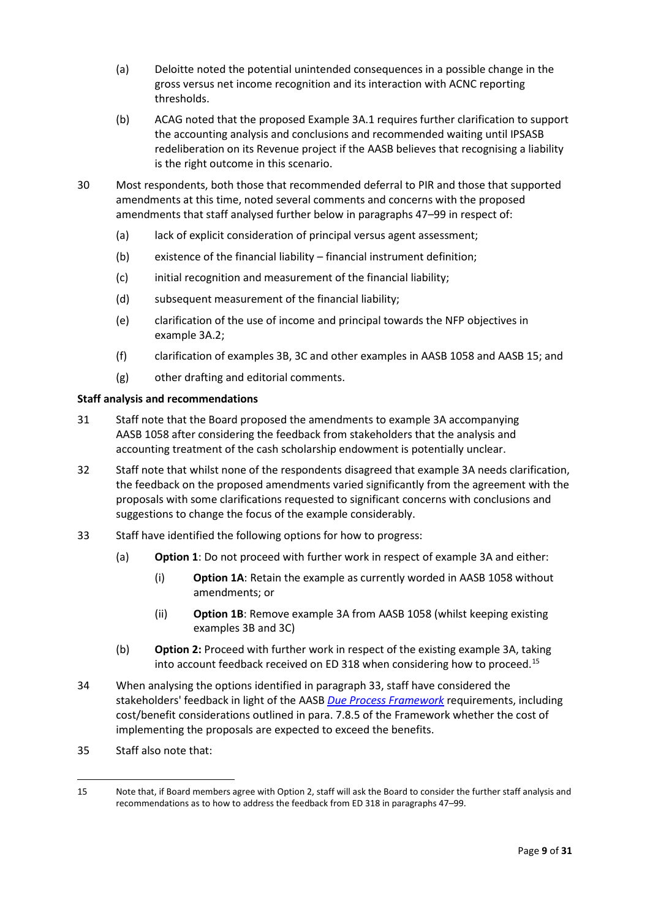(a) Deloitte noted the potential unintended consequences in a possible change in the gross versus net income recognition and its interaction with ACNC reporting thresholds.

(b) ACAG noted that the proposed Example 3A.1 requires further clarification to support the accounting analysis and conclusions and recommended waiting until IPSASB redeliberation on its Revenue project if the AASB believes that recognising a liability is the right outcome in this scenario.

30 Most respondents, both those that recommended deferral to PIR and those that supported amendments at this time, noted several comments and concerns with the proposed amendments that staff analysed further below in paragraphs 47–99 in respect of:

(a) lack of explicit consideration of principal versus agent assessment;

(b) existence of the financial liability – financial instrument definition;

(c) initial recognition and measurement of the financial liability;

(d) subsequent measurement of the financial liability;

(e) clarification of the use of income and principal towards the NFP objectives in example 3A.2;

(f) clarification of examples 3B, 3C and other examples in AASB 1058 and AASB 15; and

(g) other drafting and editorial comments.

**Staff analysis and recommendations**

31 Staff note that the Board proposed the amendments to example 3A accompanying AASB 1058 after considering the feedback from stakeholders that the analysis and accounting treatment of the cash scholarship endowment is potentially unclear.

32 Staff note that whilst none of the respondents disagreed that example 3A needs clarification, the feedback on the proposed amendments varied significantly from the agreement with the proposals with some clarifications requested to significant concerns with conclusions and suggestions to change the focus of the example considerably.

33 Staff have identified the following options for how to progress:

(a) **Option 1**: Do not proceed with further work in respect of example 3A and either:

(i) **Option 1A**: Retain the example as currently worded in AASB 1058 without amendments; or

(ii) **Option 1B**: Remove example 3A from AASB 1058 (whilst keeping existing examples 3B and 3C)

(b) **Option 2:** Proceed with further work in respect of the existing example 3A, taking into account feedback received on ED 318 when considering how to proceed.[15]

34 When analysing the options identified in paragraph 33, staff have considered the stakeholders' feedback in light of the AASB *Due Process Framework* requirements, including cost/benefit considerations outlined in para. 7.8.5 of the Framework whether the cost of implementing the proposals are expected to exceed the benefits.

35 Staff also note that:

---

15 Note that, if Board members agree with Option 2, staff will ask the Board to consider the further staff analysis and recommendations as to how to address the feedback from ED 318 in paragraphs 47–99.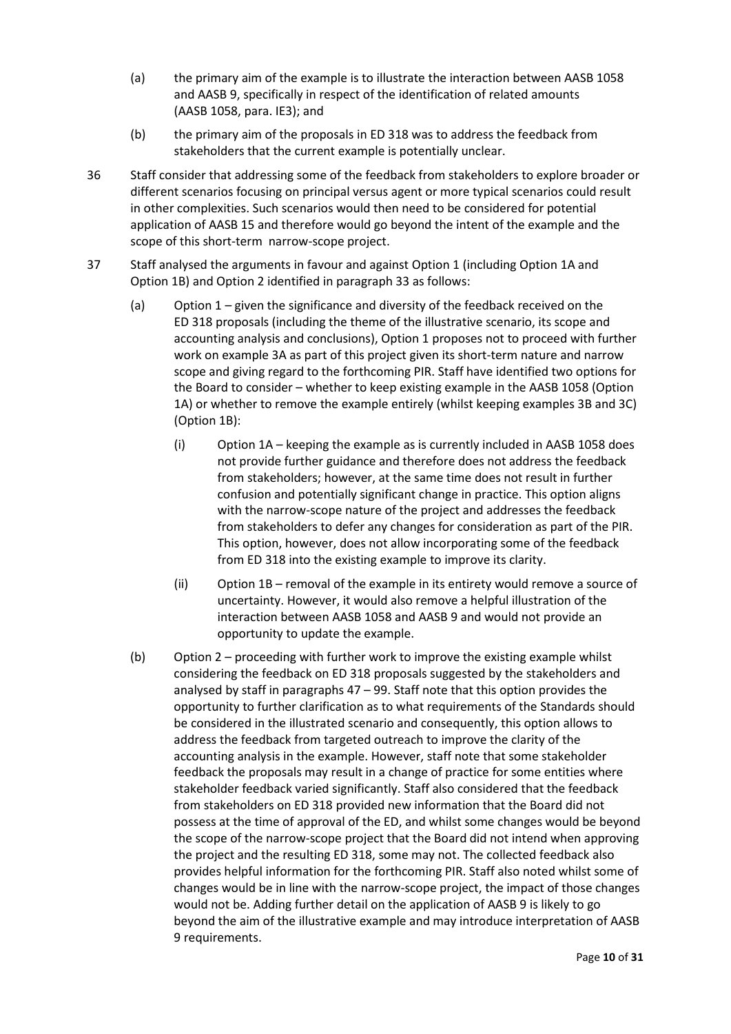(a) the primary aim of the example is to illustrate the interaction between AASB 1058 and AASB 9, specifically in respect of the identification of related amounts (AASB 1058, para. IE3); and

(b) the primary aim of the proposals in ED 318 was to address the feedback from stakeholders that the current example is potentially unclear.

36 Staff consider that addressing some of the feedback from stakeholders to explore broader or different scenarios focusing on principal versus agent or more typical scenarios could result in other complexities. Such scenarios would then need to be considered for potential application of AASB 15 and therefore would go beyond the intent of the example and the scope of this short-term narrow-scope project.

37 Staff analysed the arguments in favour and against Option 1 (including Option 1A and Option 1B) and Option 2 identified in paragraph 33 as follows:

(a) Option 1 – given the significance and diversity of the feedback received on the ED 318 proposals (including the theme of the illustrative scenario, its scope and accounting analysis and conclusions), Option 1 proposes not to proceed with further work on example 3A as part of this project given its short-term nature and narrow scope and giving regard to the forthcoming PIR. Staff have identified two options for the Board to consider – whether to keep existing example in the AASB 1058 (Option 1A) or whether to remove the example entirely (whilst keeping examples 3B and 3C) (Option 1B):

(i) Option 1A – keeping the example as is currently included in AASB 1058 does not provide further guidance and therefore does not address the feedback from stakeholders; however, at the same time does not result in further confusion and potentially significant change in practice. This option aligns with the narrow-scope nature of the project and addresses the feedback from stakeholders to defer any changes for consideration as part of the PIR. This option, however, does not allow incorporating some of the feedback from ED 318 into the existing example to improve its clarity.

(ii) Option 1B – removal of the example in its entirety would remove a source of uncertainty. However, it would also remove a helpful illustration of the interaction between AASB 1058 and AASB 9 and would not provide an opportunity to update the example.

(b) Option 2 – proceeding with further work to improve the existing example whilst considering the feedback on ED 318 proposals suggested by the stakeholders and analysed by staff in paragraphs 47 – 99. Staff note that this option provides the opportunity to further clarification as to what requirements of the Standards should be considered in the illustrated scenario and consequently, this option allows to address the feedback from targeted outreach to improve the clarity of the accounting analysis in the example. However, staff note that some stakeholder feedback the proposals may result in a change of practice for some entities where stakeholder feedback varied significantly. Staff also considered that the feedback from stakeholders on ED 318 provided new information that the Board did not possess at the time of approval of the ED, and whilst some changes would be beyond the scope of the narrow-scope project that the Board did not intend when approving the project and the resulting ED 318, some may not. The collected feedback also provides helpful information for the forthcoming PIR. Staff also noted whilst some of changes would be in line with the narrow-scope project, the impact of those changes would not be. Adding further detail on the application of AASB 9 is likely to go beyond the aim of the illustrative example and may introduce interpretation of AASB 9 requirements.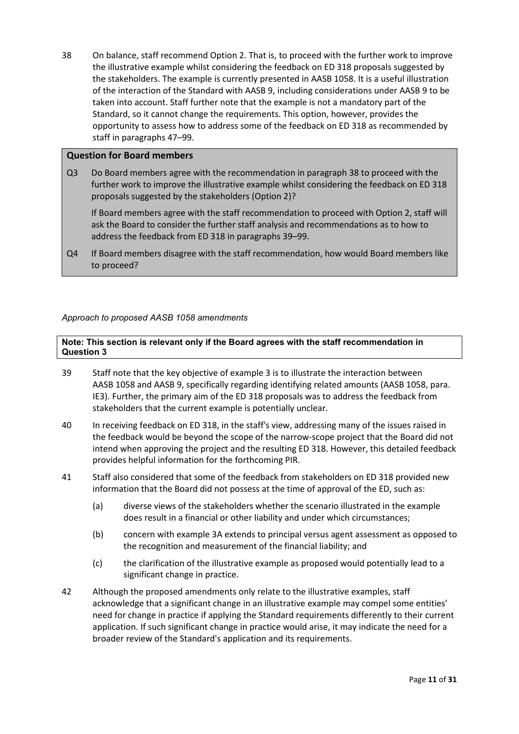38 On balance, staff recommend Option 2. That is, to proceed with the further work to improve the illustrative example whilst considering the feedback on ED 318 proposals suggested by the stakeholders. The example is currently presented in AASB 1058. It is a useful illustration of the interaction of the Standard with AASB 9, including considerations under AASB 9 to be taken into account. Staff further note that the example is not a mandatory part of the Standard, so it cannot change the requirements. This option, however, provides the opportunity to assess how to address some of the feedback on ED 318 as recommended by staff in paragraphs 47–99.

> **Question for Board members**
>
> Q3 Do Board members agree with the recommendation in paragraph 38 to proceed with the further work to improve the illustrative example whilst considering the feedback on ED 318 proposals suggested by the stakeholders (Option 2)?
>
> If Board members agree with the staff recommendation to proceed with Option 2, staff will ask the Board to consider the further staff analysis and recommendations as to how to address the feedback from ED 318 in paragraphs 39–99.
>
> Q4 If Board members disagree with the staff recommendation, how would Board members like to proceed?

*Approach to proposed AASB 1058 amendments*

> **Note: This section is relevant only if the Board agrees with the staff recommendation in Question 3**

39 Staff note that the key objective of example 3 is to illustrate the interaction between AASB 1058 and AASB 9, specifically regarding identifying related amounts (AASB 1058, para. IE3). Further, the primary aim of the ED 318 proposals was to address the feedback from stakeholders that the current example is potentially unclear.

40 In receiving feedback on ED 318, in the staff's view, addressing many of the issues raised in the feedback would be beyond the scope of the narrow-scope project that the Board did not intend when approving the project and the resulting ED 318. However, this detailed feedback provides helpful information for the forthcoming PIR.

41 Staff also considered that some of the feedback from stakeholders on ED 318 provided new information that the Board did not possess at the time of approval of the ED, such as:

(a) diverse views of the stakeholders whether the scenario illustrated in the example does result in a financial or other liability and under which circumstances;

(b) concern with example 3A extends to principal versus agent assessment as opposed to the recognition and measurement of the financial liability; and

(c) the clarification of the illustrative example as proposed would potentially lead to a significant change in practice.

42 Although the proposed amendments only relate to the illustrative examples, staff acknowledge that a significant change in an illustrative example may compel some entities' need for change in practice if applying the Standard requirements differently to their current application. If such significant change in practice would arise, it may indicate the need for a broader review of the Standard's application and its requirements.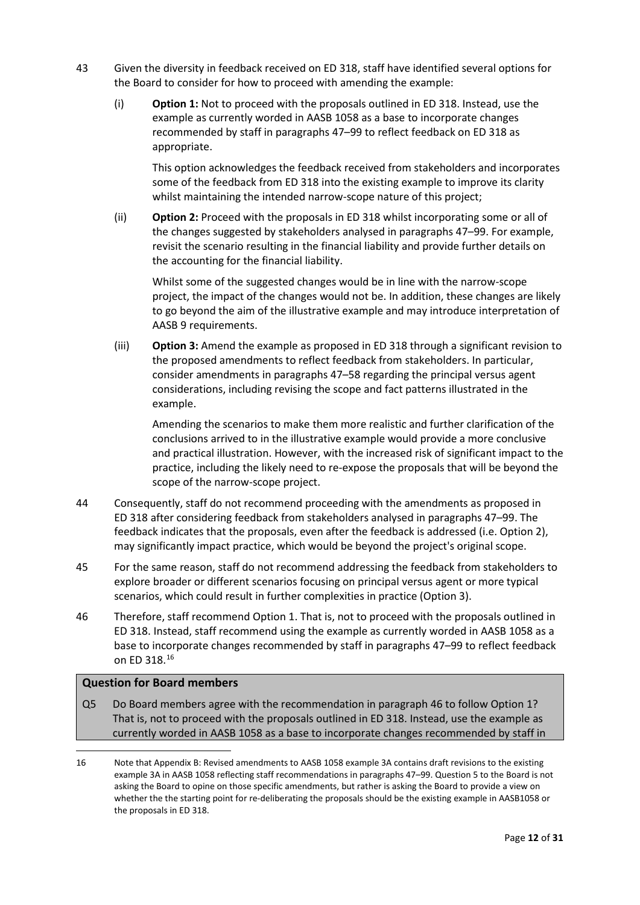43 Given the diversity in feedback received on ED 318, staff have identified several options for the Board to consider for how to proceed with amending the example:

(i) **Option 1:** Not to proceed with the proposals outlined in ED 318. Instead, use the example as currently worded in AASB 1058 as a base to incorporate changes recommended by staff in paragraphs 47–99 to reflect feedback on ED 318 as appropriate.

This option acknowledges the feedback received from stakeholders and incorporates some of the feedback from ED 318 into the existing example to improve its clarity whilst maintaining the intended narrow-scope nature of this project;

(ii) **Option 2:** Proceed with the proposals in ED 318 whilst incorporating some or all of the changes suggested by stakeholders analysed in paragraphs 47–99. For example, revisit the scenario resulting in the financial liability and provide further details on the accounting for the financial liability.

Whilst some of the suggested changes would be in line with the narrow-scope project, the impact of the changes would not be. In addition, these changes are likely to go beyond the aim of the illustrative example and may introduce interpretation of AASB 9 requirements.

(iii) **Option 3:** Amend the example as proposed in ED 318 through a significant revision to the proposed amendments to reflect feedback from stakeholders. In particular, consider amendments in paragraphs 47–58 regarding the principal versus agent considerations, including revising the scope and fact patterns illustrated in the example.

Amending the scenarios to make them more realistic and further clarification of the conclusions arrived to in the illustrative example would provide a more conclusive and practical illustration. However, with the increased risk of significant impact to the practice, including the likely need to re-expose the proposals that will be beyond the scope of the narrow-scope project.

44 Consequently, staff do not recommend proceeding with the amendments as proposed in ED 318 after considering feedback from stakeholders analysed in paragraphs 47–99. The feedback indicates that the proposals, even after the feedback is addressed (i.e. Option 2), may significantly impact practice, which would be beyond the project's original scope.

45 For the same reason, staff do not recommend addressing the feedback from stakeholders to explore broader or different scenarios focusing on principal versus agent or more typical scenarios, which could result in further complexities in practice (Option 3).

46 Therefore, staff recommend Option 1. That is, not to proceed with the proposals outlined in ED 318. Instead, staff recommend using the example as currently worded in AASB 1058 as a base to incorporate changes recommended by staff in paragraphs 47–99 to reflect feedback on ED 318.[16]

**Question for Board members**

Q5 Do Board members agree with the recommendation in paragraph 46 to follow Option 1? That is, not to proceed with the proposals outlined in ED 318. Instead, use the example as currently worded in AASB 1058 as a base to incorporate changes recommended by staff in

---

16 Note that Appendix B: Revised amendments to AASB 1058 example 3A contains draft revisions to the existing example 3A in AASB 1058 reflecting staff recommendations in paragraphs 47–99. Question 5 to the Board is not asking the Board to opine on those specific amendments, but rather is asking the Board to provide a view on whether the the starting point for re-deliberating the proposals should be the existing example in AASB1058 or the proposals in ED 318.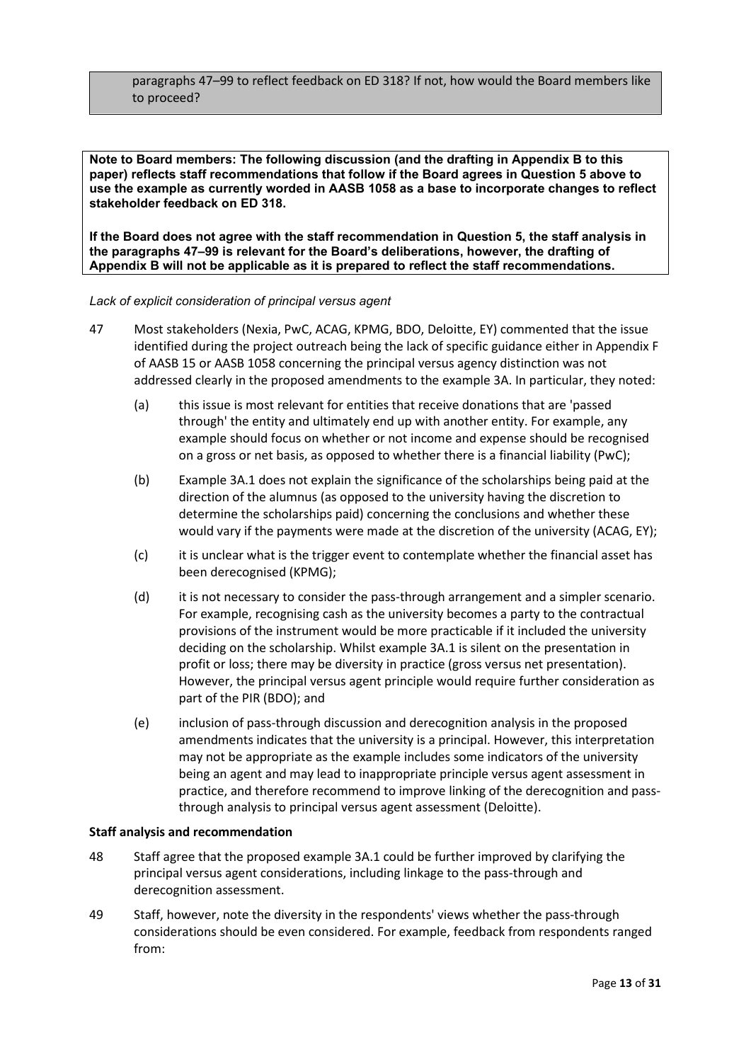paragraphs 47–99 to reflect feedback on ED 318? If not, how would the Board members like to proceed?

**Note to Board members: The following discussion (and the drafting in Appendix B to this paper) reflects staff recommendations that follow if the Board agrees in Question 5 above to use the example as currently worded in AASB 1058 as a base to incorporate changes to reflect stakeholder feedback on ED 318.**

**If the Board does not agree with the staff recommendation in Question 5, the staff analysis in the paragraphs 47–99 is relevant for the Board's deliberations, however, the drafting of Appendix B will not be applicable as it is prepared to reflect the staff recommendations.**

*Lack of explicit consideration of principal versus agent*

47 Most stakeholders (Nexia, PwC, ACAG, KPMG, BDO, Deloitte, EY) commented that the issue identified during the project outreach being the lack of specific guidance either in Appendix F of AASB 15 or AASB 1058 concerning the principal versus agency distinction was not addressed clearly in the proposed amendments to the example 3A. In particular, they noted:

   (a) this issue is most relevant for entities that receive donations that are 'passed through' the entity and ultimately end up with another entity. For example, any example should focus on whether or not income and expense should be recognised on a gross or net basis, as opposed to whether there is a financial liability (PwC);

   (b) Example 3A.1 does not explain the significance of the scholarships being paid at the direction of the alumnus (as opposed to the university having the discretion to determine the scholarships paid) concerning the conclusions and whether these would vary if the payments were made at the discretion of the university (ACAG, EY);

   (c) it is unclear what is the trigger event to contemplate whether the financial asset has been derecognised (KPMG);

   (d) it is not necessary to consider the pass-through arrangement and a simpler scenario. For example, recognising cash as the university becomes a party to the contractual provisions of the instrument would be more practicable if it included the university deciding on the scholarship. Whilst example 3A.1 is silent on the presentation in profit or loss; there may be diversity in practice (gross versus net presentation). However, the principal versus agent principle would require further consideration as part of the PIR (BDO); and

   (e) inclusion of pass-through discussion and derecognition analysis in the proposed amendments indicates that the university is a principal. However, this interpretation may not be appropriate as the example includes some indicators of the university being an agent and may lead to inappropriate principle versus agent assessment in practice, and therefore recommend to improve linking of the derecognition and pass-through analysis to principal versus agent assessment (Deloitte).

**Staff analysis and recommendation**

48 Staff agree that the proposed example 3A.1 could be further improved by clarifying the principal versus agent considerations, including linkage to the pass-through and derecognition assessment.

49 Staff, however, note the diversity in the respondents' views whether the pass-through considerations should be even considered. For example, feedback from respondents ranged from: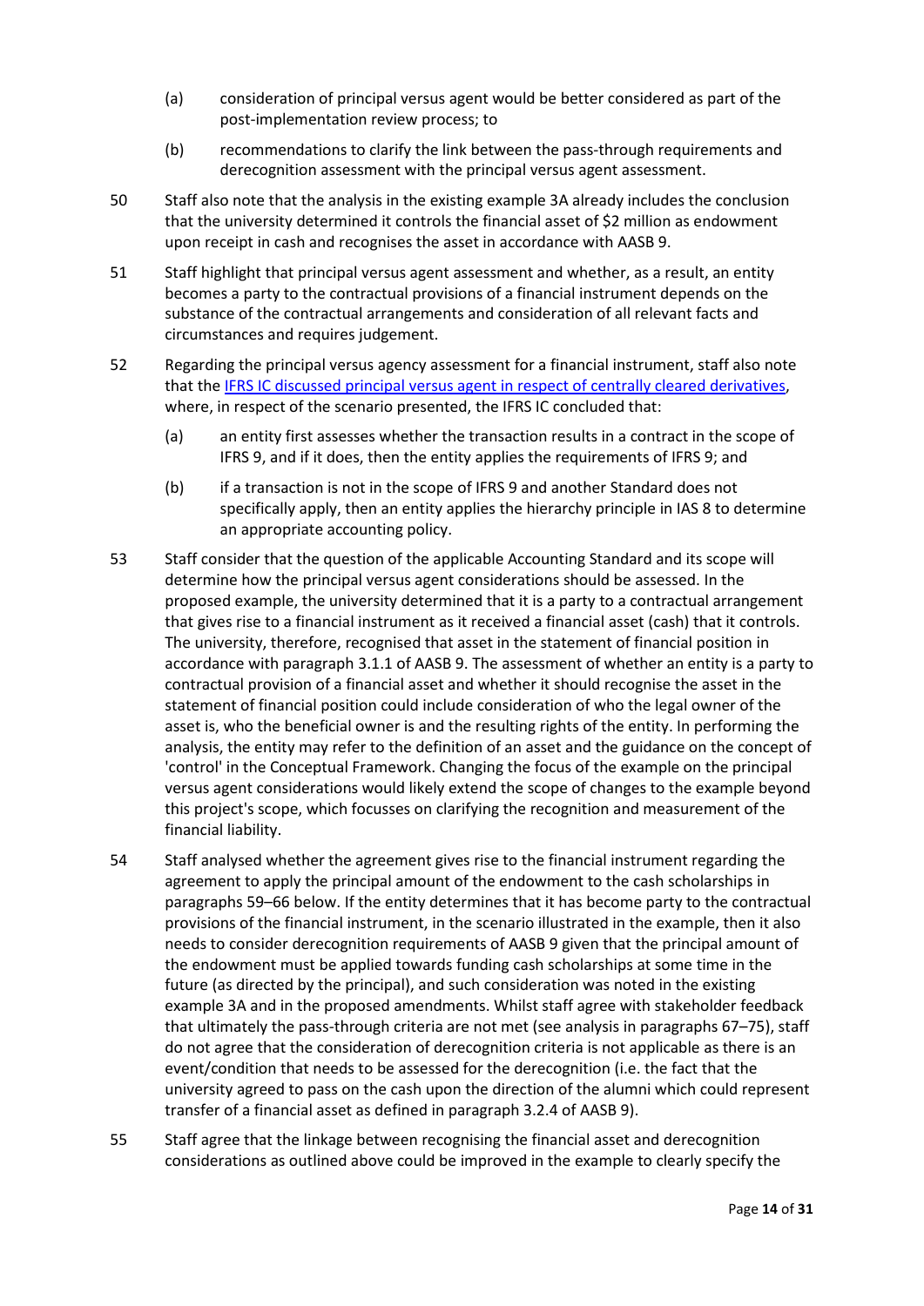(a) consideration of principal versus agent would be better considered as part of the post-implementation review process; to

(b) recommendations to clarify the link between the pass-through requirements and derecognition assessment with the principal versus agent assessment.

50 Staff also note that the analysis in the existing example 3A already includes the conclusion that the university determined it controls the financial asset of $2 million as endowment upon receipt in cash and recognises the asset in accordance with AASB 9.

51 Staff highlight that principal versus agent assessment and whether, as a result, an entity becomes a party to the contractual provisions of a financial instrument depends on the substance of the contractual arrangements and consideration of all relevant facts and circumstances and requires judgement.

52 Regarding the principal versus agency assessment for a financial instrument, staff also note that the [IFRS IC discussed principal versus agent in respect of centrally cleared derivatives](), where, in respect of the scenario presented, the IFRS IC concluded that:

(a) an entity first assesses whether the transaction results in a contract in the scope of IFRS 9, and if it does, then the entity applies the requirements of IFRS 9; and

(b) if a transaction is not in the scope of IFRS 9 and another Standard does not specifically apply, then an entity applies the hierarchy principle in IAS 8 to determine an appropriate accounting policy.

53 Staff consider that the question of the applicable Accounting Standard and its scope will determine how the principal versus agent considerations should be assessed. In the proposed example, the university determined that it is a party to a contractual arrangement that gives rise to a financial instrument as it received a financial asset (cash) that it controls. The university, therefore, recognised that asset in the statement of financial position in accordance with paragraph 3.1.1 of AASB 9. The assessment of whether an entity is a party to contractual provision of a financial asset and whether it should recognise the asset in the statement of financial position could include consideration of who the legal owner of the asset is, who the beneficial owner is and the resulting rights of the entity. In performing the analysis, the entity may refer to the definition of an asset and the guidance on the concept of 'control' in the Conceptual Framework. Changing the focus of the example on the principal versus agent considerations would likely extend the scope of changes to the example beyond this project's scope, which focusses on clarifying the recognition and measurement of the financial liability.

54 Staff analysed whether the agreement gives rise to the financial instrument regarding the agreement to apply the principal amount of the endowment to the cash scholarships in paragraphs 59–66 below. If the entity determines that it has become party to the contractual provisions of the financial instrument, in the scenario illustrated in the example, then it also needs to consider derecognition requirements of AASB 9 given that the principal amount of the endowment must be applied towards funding cash scholarships at some time in the future (as directed by the principal), and such consideration was noted in the existing example 3A and in the proposed amendments. Whilst staff agree with stakeholder feedback that ultimately the pass-through criteria are not met (see analysis in paragraphs 67–75), staff do not agree that the consideration of derecognition criteria is not applicable as there is an event/condition that needs to be assessed for the derecognition (i.e. the fact that the university agreed to pass on the cash upon the direction of the alumni which could represent transfer of a financial asset as defined in paragraph 3.2.4 of AASB 9).

55 Staff agree that the linkage between recognising the financial asset and derecognition considerations as outlined above could be improved in the example to clearly specify the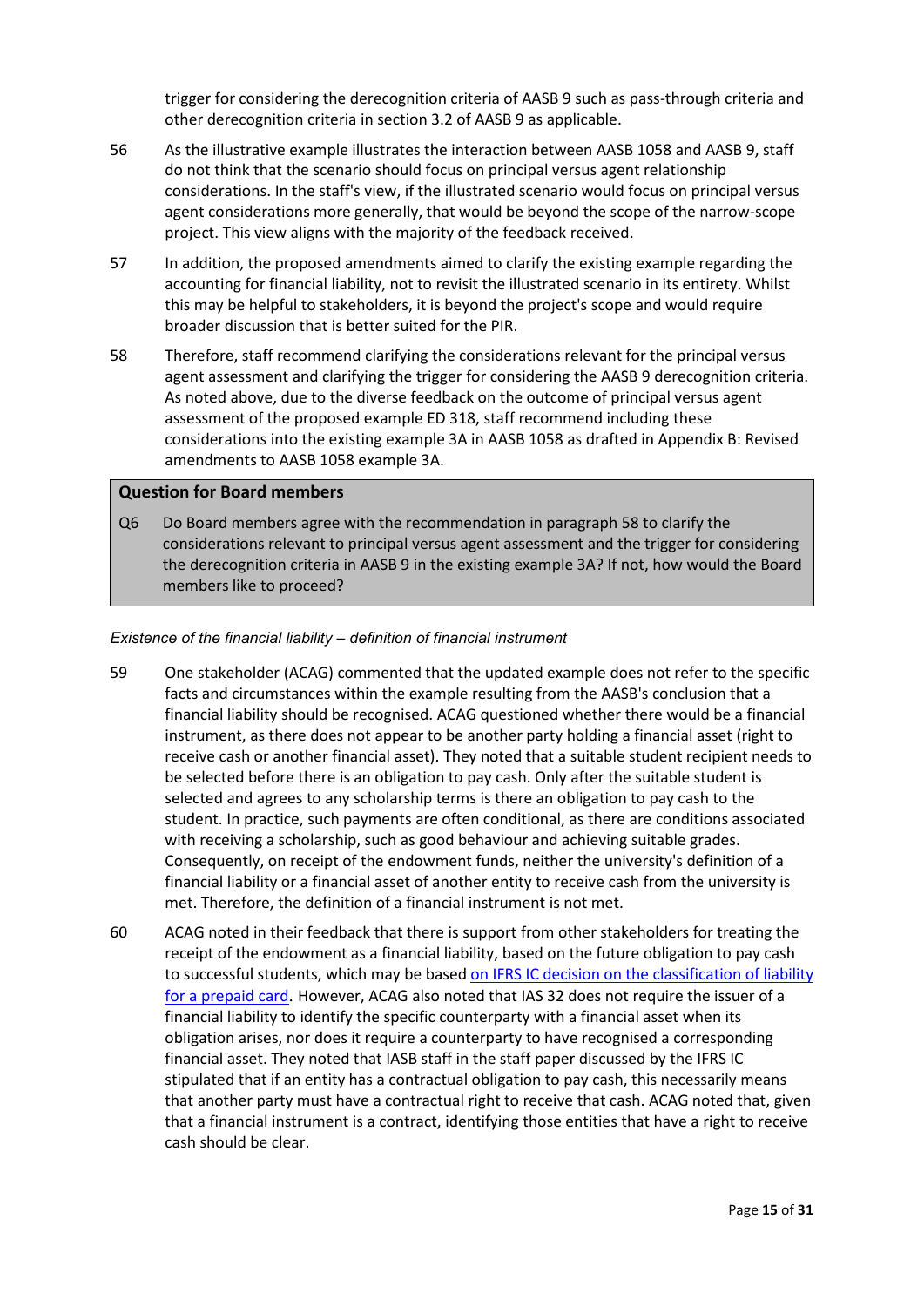trigger for considering the derecognition criteria of AASB 9 such as pass-through criteria and other derecognition criteria in section 3.2 of AASB 9 as applicable.

56 As the illustrative example illustrates the interaction between AASB 1058 and AASB 9, staff do not think that the scenario should focus on principal versus agent relationship considerations. In the staff's view, if the illustrated scenario would focus on principal versus agent considerations more generally, that would be beyond the scope of the narrow-scope project. This view aligns with the majority of the feedback received.

57 In addition, the proposed amendments aimed to clarify the existing example regarding the accounting for financial liability, not to revisit the illustrated scenario in its entirety. Whilst this may be helpful to stakeholders, it is beyond the project's scope and would require broader discussion that is better suited for the PIR.

58 Therefore, staff recommend clarifying the considerations relevant for the principal versus agent assessment and clarifying the trigger for considering the AASB 9 derecognition criteria. As noted above, due to the diverse feedback on the outcome of principal versus agent assessment of the proposed example ED 318, staff recommend including these considerations into the existing example 3A in AASB 1058 as drafted in Appendix B: Revised amendments to AASB 1058 example 3A.

**Question for Board members**

Q6 Do Board members agree with the recommendation in paragraph 58 to clarify the considerations relevant to principal versus agent assessment and the trigger for considering the derecognition criteria in AASB 9 in the existing example 3A? If not, how would the Board members like to proceed?

*Existence of the financial liability – definition of financial instrument*

59 One stakeholder (ACAG) commented that the updated example does not refer to the specific facts and circumstances within the example resulting from the AASB's conclusion that a financial liability should be recognised. ACAG questioned whether there would be a financial instrument, as there does not appear to be another party holding a financial asset (right to receive cash or another financial asset). They noted that a suitable student recipient needs to be selected before there is an obligation to pay cash. Only after the suitable student is selected and agrees to any scholarship terms is there an obligation to pay cash to the student. In practice, such payments are often conditional, as there are conditions associated with receiving a scholarship, such as good behaviour and achieving suitable grades. Consequently, on receipt of the endowment funds, neither the university's definition of a financial liability or a financial asset of another entity to receive cash from the university is met. Therefore, the definition of a financial instrument is not met.

60 ACAG noted in their feedback that there is support from other stakeholders for treating the receipt of the endowment as a financial liability, based on the future obligation to pay cash to successful students, which may be based on IFRS IC decision on the classification of liability for a prepaid card. However, ACAG also noted that IAS 32 does not require the issuer of a financial liability to identify the specific counterparty with a financial asset when its obligation arises, nor does it require a counterparty to have recognised a corresponding financial asset. They noted that IASB staff in the staff paper discussed by the IFRS IC stipulated that if an entity has a contractual obligation to pay cash, this necessarily means that another party must have a contractual right to receive that cash. ACAG noted that, given that a financial instrument is a contract, identifying those entities that have a right to receive cash should be clear.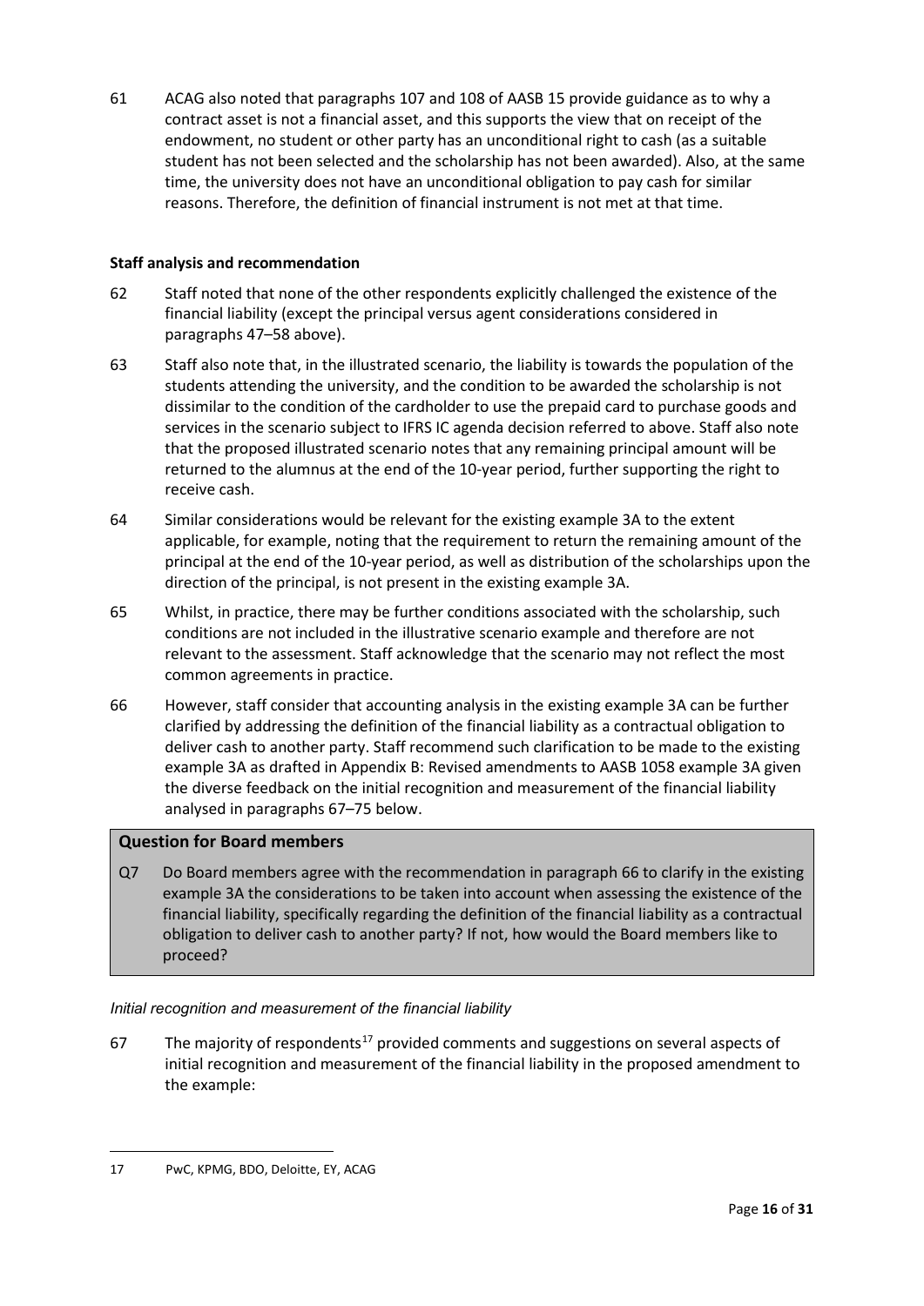61 ACAG also noted that paragraphs 107 and 108 of AASB 15 provide guidance as to why a contract asset is not a financial asset, and this supports the view that on receipt of the endowment, no student or other party has an unconditional right to cash (as a suitable student has not been selected and the scholarship has not been awarded). Also, at the same time, the university does not have an unconditional obligation to pay cash for similar reasons. Therefore, the definition of financial instrument is not met at that time.

**Staff analysis and recommendation**

62 Staff noted that none of the other respondents explicitly challenged the existence of the financial liability (except the principal versus agent considerations considered in paragraphs 47–58 above).

63 Staff also note that, in the illustrated scenario, the liability is towards the population of the students attending the university, and the condition to be awarded the scholarship is not dissimilar to the condition of the cardholder to use the prepaid card to purchase goods and services in the scenario subject to IFRS IC agenda decision referred to above. Staff also note that the proposed illustrated scenario notes that any remaining principal amount will be returned to the alumnus at the end of the 10-year period, further supporting the right to receive cash.

64 Similar considerations would be relevant for the existing example 3A to the extent applicable, for example, noting that the requirement to return the remaining amount of the principal at the end of the 10-year period, as well as distribution of the scholarships upon the direction of the principal, is not present in the existing example 3A.

65 Whilst, in practice, there may be further conditions associated with the scholarship, such conditions are not included in the illustrative scenario example and therefore are not relevant to the assessment. Staff acknowledge that the scenario may not reflect the most common agreements in practice.

66 However, staff consider that accounting analysis in the existing example 3A can be further clarified by addressing the definition of the financial liability as a contractual obligation to deliver cash to another party. Staff recommend such clarification to be made to the existing example 3A as drafted in Appendix B: Revised amendments to AASB 1058 example 3A given the diverse feedback on the initial recognition and measurement of the financial liability analysed in paragraphs 67–75 below.

**Question for Board members**

Q7 Do Board members agree with the recommendation in paragraph 66 to clarify in the existing example 3A the considerations to be taken into account when assessing the existence of the financial liability, specifically regarding the definition of the financial liability as a contractual obligation to deliver cash to another party? If not, how would the Board members like to proceed?

*Initial recognition and measurement of the financial liability*

67 The majority of respondents[17] provided comments and suggestions on several aspects of initial recognition and measurement of the financial liability in the proposed amendment to the example:

[17] PwC, KPMG, BDO, Deloitte, EY, ACAG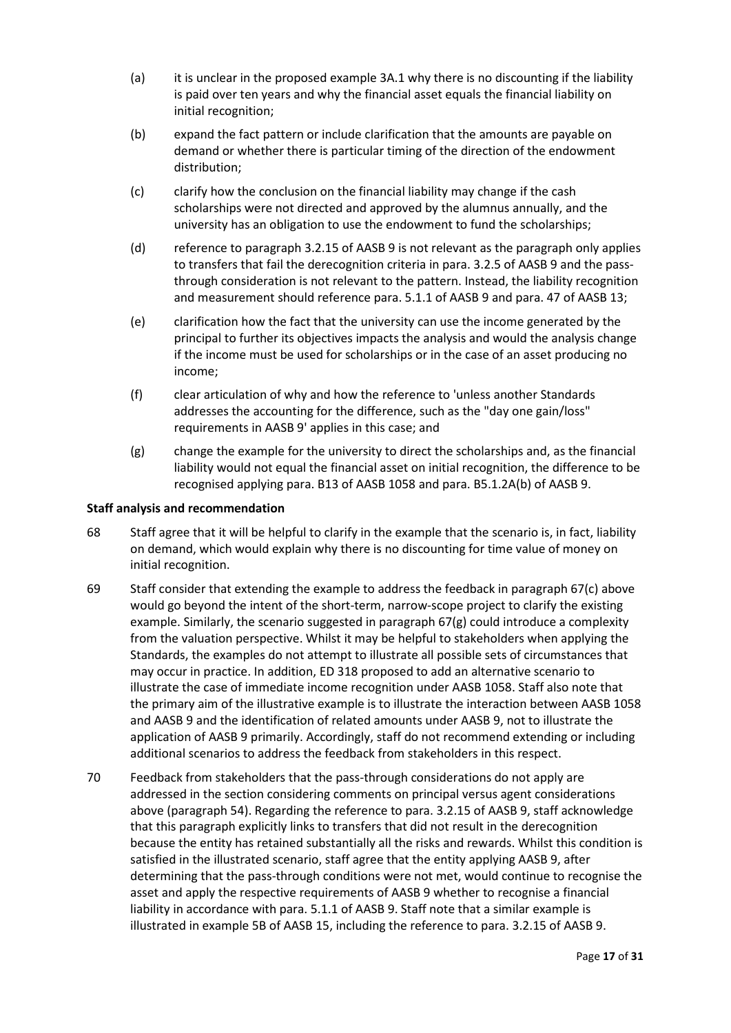(a) it is unclear in the proposed example 3A.1 why there is no discounting if the liability is paid over ten years and why the financial asset equals the financial liability on initial recognition;

(b) expand the fact pattern or include clarification that the amounts are payable on demand or whether there is particular timing of the direction of the endowment distribution;

(c) clarify how the conclusion on the financial liability may change if the cash scholarships were not directed and approved by the alumnus annually, and the university has an obligation to use the endowment to fund the scholarships;

(d) reference to paragraph 3.2.15 of AASB 9 is not relevant as the paragraph only applies to transfers that fail the derecognition criteria in para. 3.2.5 of AASB 9 and the pass-through consideration is not relevant to the pattern. Instead, the liability recognition and measurement should reference para. 5.1.1 of AASB 9 and para. 47 of AASB 13;

(e) clarification how the fact that the university can use the income generated by the principal to further its objectives impacts the analysis and would the analysis change if the income must be used for scholarships or in the case of an asset producing no income;

(f) clear articulation of why and how the reference to 'unless another Standards addresses the accounting for the difference, such as the "day one gain/loss" requirements in AASB 9' applies in this case; and

(g) change the example for the university to direct the scholarships and, as the financial liability would not equal the financial asset on initial recognition, the difference to be recognised applying para. B13 of AASB 1058 and para. B5.1.2A(b) of AASB 9.

**Staff analysis and recommendation**

68 Staff agree that it will be helpful to clarify in the example that the scenario is, in fact, liability on demand, which would explain why there is no discounting for time value of money on initial recognition.

69 Staff consider that extending the example to address the feedback in paragraph 67(c) above would go beyond the intent of the short-term, narrow-scope project to clarify the existing example. Similarly, the scenario suggested in paragraph 67(g) could introduce a complexity from the valuation perspective. Whilst it may be helpful to stakeholders when applying the Standards, the examples do not attempt to illustrate all possible sets of circumstances that may occur in practice. In addition, ED 318 proposed to add an alternative scenario to illustrate the case of immediate income recognition under AASB 1058. Staff also note that the primary aim of the illustrative example is to illustrate the interaction between AASB 1058 and AASB 9 and the identification of related amounts under AASB 9, not to illustrate the application of AASB 9 primarily. Accordingly, staff do not recommend extending or including additional scenarios to address the feedback from stakeholders in this respect.

70 Feedback from stakeholders that the pass-through considerations do not apply are addressed in the section considering comments on principal versus agent considerations above (paragraph 54). Regarding the reference to para. 3.2.15 of AASB 9, staff acknowledge that this paragraph explicitly links to transfers that did not result in the derecognition because the entity has retained substantially all the risks and rewards. Whilst this condition is satisfied in the illustrated scenario, staff agree that the entity applying AASB 9, after determining that the pass-through conditions were not met, would continue to recognise the asset and apply the respective requirements of AASB 9 whether to recognise a financial liability in accordance with para. 5.1.1 of AASB 9. Staff note that a similar example is illustrated in example 5B of AASB 15, including the reference to para. 3.2.15 of AASB 9.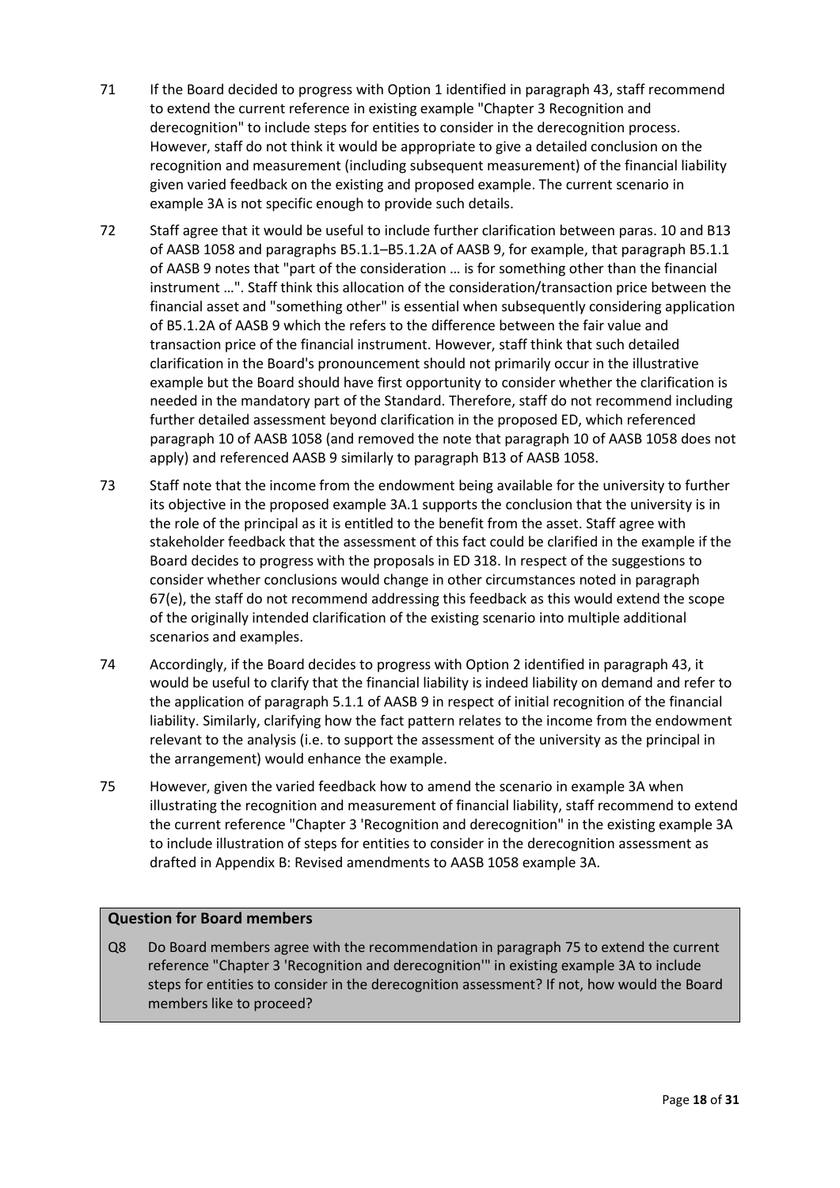71 If the Board decided to progress with Option 1 identified in paragraph 43, staff recommend to extend the current reference in existing example "Chapter 3 Recognition and derecognition" to include steps for entities to consider in the derecognition process. However, staff do not think it would be appropriate to give a detailed conclusion on the recognition and measurement (including subsequent measurement) of the financial liability given varied feedback on the existing and proposed example. The current scenario in example 3A is not specific enough to provide such details.

72 Staff agree that it would be useful to include further clarification between paras. 10 and B13 of AASB 1058 and paragraphs B5.1.1–B5.1.2A of AASB 9, for example, that paragraph B5.1.1 of AASB 9 notes that "part of the consideration … is for something other than the financial instrument …". Staff think this allocation of the consideration/transaction price between the financial asset and "something other" is essential when subsequently considering application of B5.1.2A of AASB 9 which the refers to the difference between the fair value and transaction price of the financial instrument. However, staff think that such detailed clarification in the Board's pronouncement should not primarily occur in the illustrative example but the Board should have first opportunity to consider whether the clarification is needed in the mandatory part of the Standard. Therefore, staff do not recommend including further detailed assessment beyond clarification in the proposed ED, which referenced paragraph 10 of AASB 1058 (and removed the note that paragraph 10 of AASB 1058 does not apply) and referenced AASB 9 similarly to paragraph B13 of AASB 1058.

73 Staff note that the income from the endowment being available for the university to further its objective in the proposed example 3A.1 supports the conclusion that the university is in the role of the principal as it is entitled to the benefit from the asset. Staff agree with stakeholder feedback that the assessment of this fact could be clarified in the example if the Board decides to progress with the proposals in ED 318. In respect of the suggestions to consider whether conclusions would change in other circumstances noted in paragraph 67(e), the staff do not recommend addressing this feedback as this would extend the scope of the originally intended clarification of the existing scenario into multiple additional scenarios and examples.

74 Accordingly, if the Board decides to progress with Option 2 identified in paragraph 43, it would be useful to clarify that the financial liability is indeed liability on demand and refer to the application of paragraph 5.1.1 of AASB 9 in respect of initial recognition of the financial liability. Similarly, clarifying how the fact pattern relates to the income from the endowment relevant to the analysis (i.e. to support the assessment of the university as the principal in the arrangement) would enhance the example.

75 However, given the varied feedback how to amend the scenario in example 3A when illustrating the recognition and measurement of financial liability, staff recommend to extend the current reference "Chapter 3 'Recognition and derecognition" in the existing example 3A to include illustration of steps for entities to consider in the derecognition assessment as drafted in Appendix B: Revised amendments to AASB 1058 example 3A.

**Question for Board members**

Q8 Do Board members agree with the recommendation in paragraph 75 to extend the current reference "Chapter 3 'Recognition and derecognition'" in existing example 3A to include steps for entities to consider in the derecognition assessment? If not, how would the Board members like to proceed?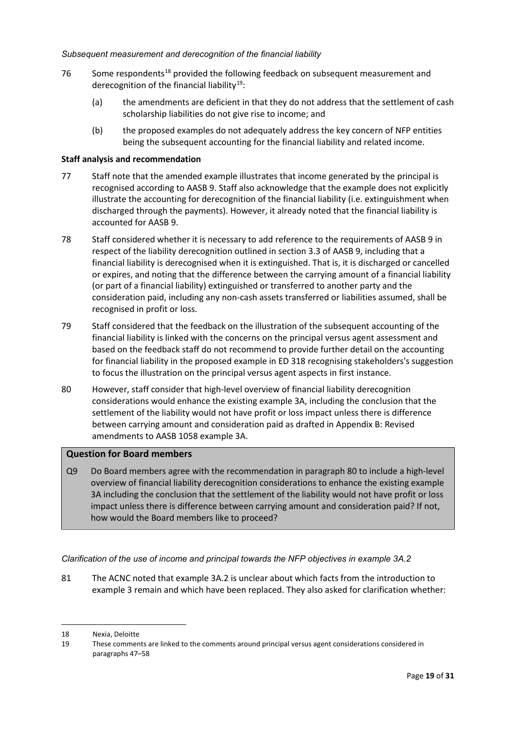*Subsequent measurement and derecognition of the financial liability*

76 Some respondents[18] provided the following feedback on subsequent measurement and derecognition of the financial liability[19]:

(a) the amendments are deficient in that they do not address that the settlement of cash scholarship liabilities do not give rise to income; and

(b) the proposed examples do not adequately address the key concern of NFP entities being the subsequent accounting for the financial liability and related income.

**Staff analysis and recommendation**

77 Staff note that the amended example illustrates that income generated by the principal is recognised according to AASB 9. Staff also acknowledge that the example does not explicitly illustrate the accounting for derecognition of the financial liability (i.e. extinguishment when discharged through the payments). However, it already noted that the financial liability is accounted for AASB 9.

78 Staff considered whether it is necessary to add reference to the requirements of AASB 9 in respect of the liability derecognition outlined in section 3.3 of AASB 9, including that a financial liability is derecognised when it is extinguished. That is, it is discharged or cancelled or expires, and noting that the difference between the carrying amount of a financial liability (or part of a financial liability) extinguished or transferred to another party and the consideration paid, including any non-cash assets transferred or liabilities assumed, shall be recognised in profit or loss.

79 Staff considered that the feedback on the illustration of the subsequent accounting of the financial liability is linked with the concerns on the principal versus agent assessment and based on the feedback staff do not recommend to provide further detail on the accounting for financial liability in the proposed example in ED 318 recognising stakeholders's suggestion to focus the illustration on the principal versus agent aspects in first instance.

80 However, staff consider that high-level overview of financial liability derecognition considerations would enhance the existing example 3A, including the conclusion that the settlement of the liability would not have profit or loss impact unless there is difference between carrying amount and consideration paid as drafted in Appendix B: Revised amendments to AASB 1058 example 3A.

**Question for Board members**

Q9 Do Board members agree with the recommendation in paragraph 80 to include a high-level overview of financial liability derecognition considerations to enhance the existing example 3A including the conclusion that the settlement of the liability would not have profit or loss impact unless there is difference between carrying amount and consideration paid? If not, how would the Board members like to proceed?

*Clarification of the use of income and principal towards the NFP objectives in example 3A.2*

81 The ACNC noted that example 3A.2 is unclear about which facts from the introduction to example 3 remain and which have been replaced. They also asked for clarification whether:

---

18 Nexia, Deloitte

19 These comments are linked to the comments around principal versus agent considerations considered in paragraphs 47–58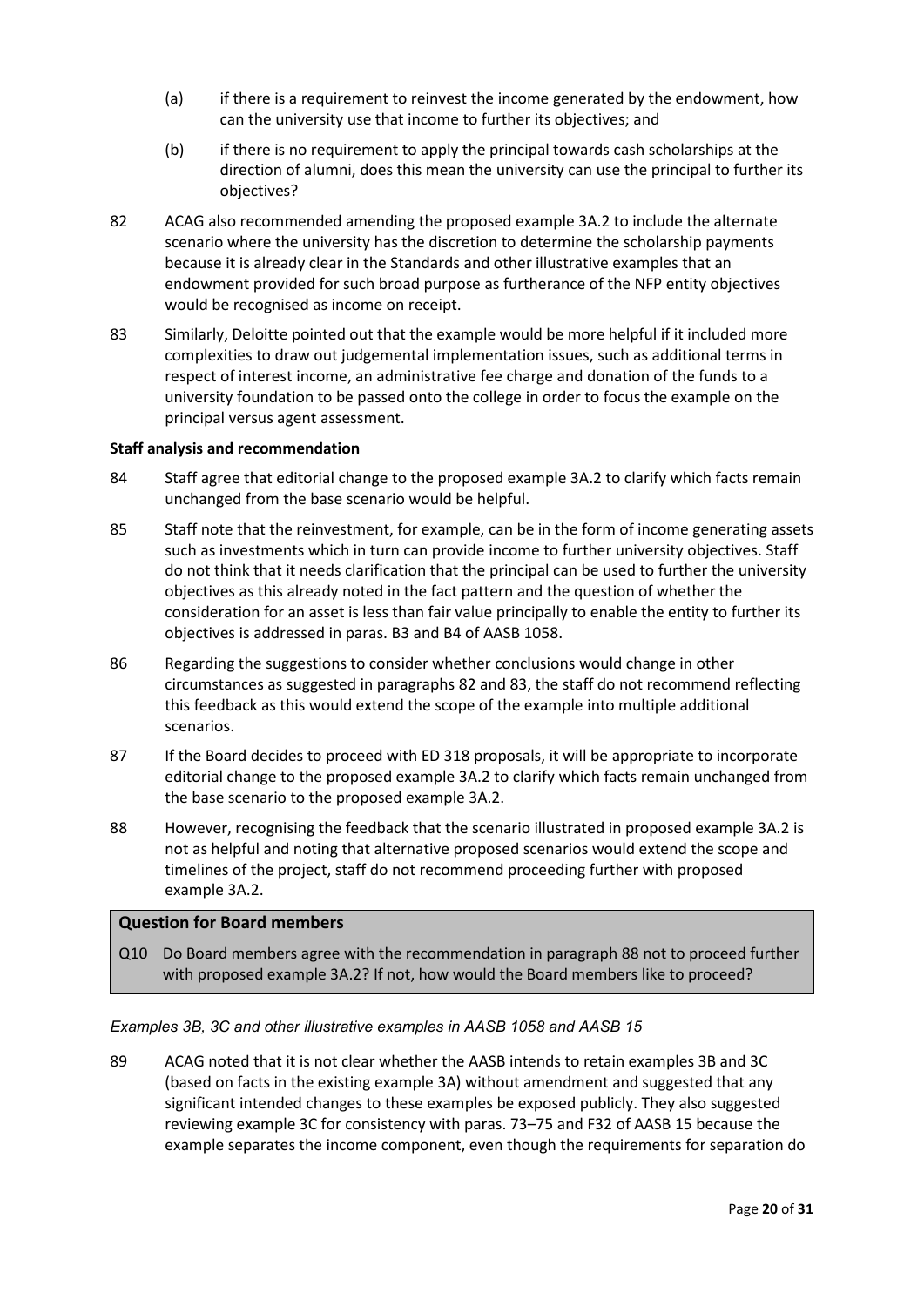(a) if there is a requirement to reinvest the income generated by the endowment, how can the university use that income to further its objectives; and

(b) if there is no requirement to apply the principal towards cash scholarships at the direction of alumni, does this mean the university can use the principal to further its objectives?

82 ACAG also recommended amending the proposed example 3A.2 to include the alternate scenario where the university has the discretion to determine the scholarship payments because it is already clear in the Standards and other illustrative examples that an endowment provided for such broad purpose as furtherance of the NFP entity objectives would be recognised as income on receipt.

83 Similarly, Deloitte pointed out that the example would be more helpful if it included more complexities to draw out judgemental implementation issues, such as additional terms in respect of interest income, an administrative fee charge and donation of the funds to a university foundation to be passed onto the college in order to focus the example on the principal versus agent assessment.

**Staff analysis and recommendation**

84 Staff agree that editorial change to the proposed example 3A.2 to clarify which facts remain unchanged from the base scenario would be helpful.

85 Staff note that the reinvestment, for example, can be in the form of income generating assets such as investments which in turn can provide income to further university objectives. Staff do not think that it needs clarification that the principal can be used to further the university objectives as this already noted in the fact pattern and the question of whether the consideration for an asset is less than fair value principally to enable the entity to further its objectives is addressed in paras. B3 and B4 of AASB 1058.

86 Regarding the suggestions to consider whether conclusions would change in other circumstances as suggested in paragraphs 82 and 83, the staff do not recommend reflecting this feedback as this would extend the scope of the example into multiple additional scenarios.

87 If the Board decides to proceed with ED 318 proposals, it will be appropriate to incorporate editorial change to the proposed example 3A.2 to clarify which facts remain unchanged from the base scenario to the proposed example 3A.2.

88 However, recognising the feedback that the scenario illustrated in proposed example 3A.2 is not as helpful and noting that alternative proposed scenarios would extend the scope and timelines of the project, staff do not recommend proceeding further with proposed example 3A.2.

**Question for Board members**

Q10 Do Board members agree with the recommendation in paragraph 88 not to proceed further with proposed example 3A.2? If not, how would the Board members like to proceed?

*Examples 3B, 3C and other illustrative examples in AASB 1058 and AASB 15*

89 ACAG noted that it is not clear whether the AASB intends to retain examples 3B and 3C (based on facts in the existing example 3A) without amendment and suggested that any significant intended changes to these examples be exposed publicly. They also suggested reviewing example 3C for consistency with paras. 73–75 and F32 of AASB 15 because the example separates the income component, even though the requirements for separation do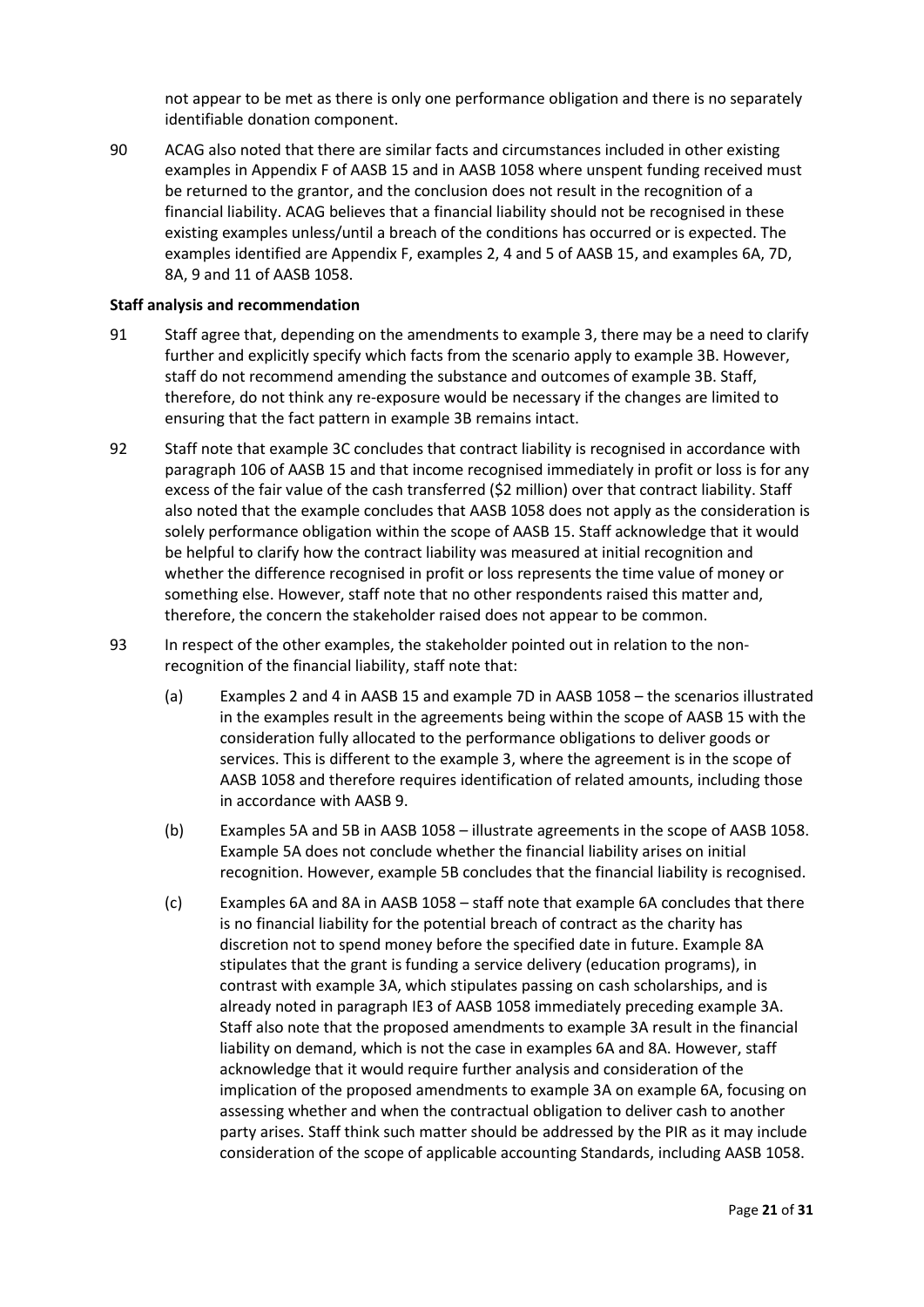not appear to be met as there is only one performance obligation and there is no separately identifiable donation component.

90 ACAG also noted that there are similar facts and circumstances included in other existing examples in Appendix F of AASB 15 and in AASB 1058 where unspent funding received must be returned to the grantor, and the conclusion does not result in the recognition of a financial liability. ACAG believes that a financial liability should not be recognised in these existing examples unless/until a breach of the conditions has occurred or is expected. The examples identified are Appendix F, examples 2, 4 and 5 of AASB 15, and examples 6A, 7D, 8A, 9 and 11 of AASB 1058.

**Staff analysis and recommendation**

91 Staff agree that, depending on the amendments to example 3, there may be a need to clarify further and explicitly specify which facts from the scenario apply to example 3B. However, staff do not recommend amending the substance and outcomes of example 3B. Staff, therefore, do not think any re-exposure would be necessary if the changes are limited to ensuring that the fact pattern in example 3B remains intact.

92 Staff note that example 3C concludes that contract liability is recognised in accordance with paragraph 106 of AASB 15 and that income recognised immediately in profit or loss is for any excess of the fair value of the cash transferred ($2 million) over that contract liability. Staff also noted that the example concludes that AASB 1058 does not apply as the consideration is solely performance obligation within the scope of AASB 15. Staff acknowledge that it would be helpful to clarify how the contract liability was measured at initial recognition and whether the difference recognised in profit or loss represents the time value of money or something else. However, staff note that no other respondents raised this matter and, therefore, the concern the stakeholder raised does not appear to be common.

93 In respect of the other examples, the stakeholder pointed out in relation to the non-recognition of the financial liability, staff note that:

(a) Examples 2 and 4 in AASB 15 and example 7D in AASB 1058 – the scenarios illustrated in the examples result in the agreements being within the scope of AASB 15 with the consideration fully allocated to the performance obligations to deliver goods or services. This is different to the example 3, where the agreement is in the scope of AASB 1058 and therefore requires identification of related amounts, including those in accordance with AASB 9.

(b) Examples 5A and 5B in AASB 1058 – illustrate agreements in the scope of AASB 1058. Example 5A does not conclude whether the financial liability arises on initial recognition. However, example 5B concludes that the financial liability is recognised.

(c) Examples 6A and 8A in AASB 1058 – staff note that example 6A concludes that there is no financial liability for the potential breach of contract as the charity has discretion not to spend money before the specified date in future. Example 8A stipulates that the grant is funding a service delivery (education programs), in contrast with example 3A, which stipulates passing on cash scholarships, and is already noted in paragraph IE3 of AASB 1058 immediately preceding example 3A. Staff also note that the proposed amendments to example 3A result in the financial liability on demand, which is not the case in examples 6A and 8A. However, staff acknowledge that it would require further analysis and consideration of the implication of the proposed amendments to example 3A on example 6A, focusing on assessing whether and when the contractual obligation to deliver cash to another party arises. Staff think such matter should be addressed by the PIR as it may include consideration of the scope of applicable accounting Standards, including AASB 1058.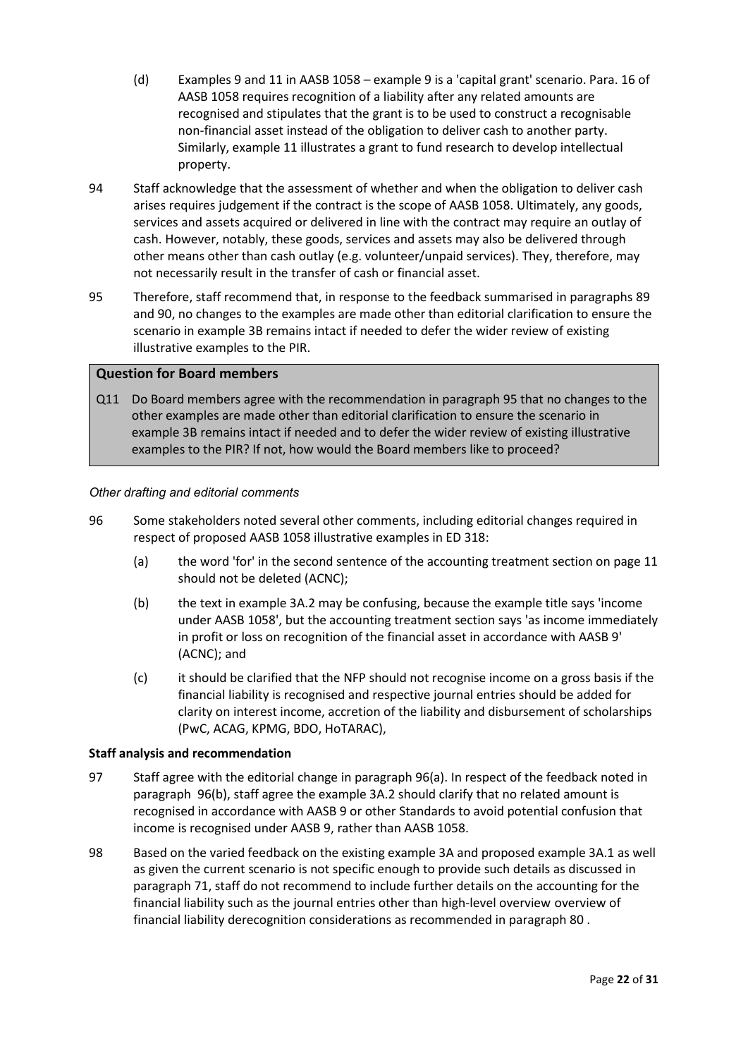(d) Examples 9 and 11 in AASB 1058 – example 9 is a 'capital grant' scenario. Para. 16 of AASB 1058 requires recognition of a liability after any related amounts are recognised and stipulates that the grant is to be used to construct a recognisable non-financial asset instead of the obligation to deliver cash to another party. Similarly, example 11 illustrates a grant to fund research to develop intellectual property.

94 Staff acknowledge that the assessment of whether and when the obligation to deliver cash arises requires judgement if the contract is the scope of AASB 1058. Ultimately, any goods, services and assets acquired or delivered in line with the contract may require an outlay of cash. However, notably, these goods, services and assets may also be delivered through other means other than cash outlay (e.g. volunteer/unpaid services). They, therefore, may not necessarily result in the transfer of cash or financial asset.

95 Therefore, staff recommend that, in response to the feedback summarised in paragraphs 89 and 90, no changes to the examples are made other than editorial clarification to ensure the scenario in example 3B remains intact if needed to defer the wider review of existing illustrative examples to the PIR.

**Question for Board members**

Q11 Do Board members agree with the recommendation in paragraph 95 that no changes to the other examples are made other than editorial clarification to ensure the scenario in example 3B remains intact if needed and to defer the wider review of existing illustrative examples to the PIR? If not, how would the Board members like to proceed?

*Other drafting and editorial comments*

96 Some stakeholders noted several other comments, including editorial changes required in respect of proposed AASB 1058 illustrative examples in ED 318:

(a) the word 'for' in the second sentence of the accounting treatment section on page 11 should not be deleted (ACNC);

(b) the text in example 3A.2 may be confusing, because the example title says 'income under AASB 1058', but the accounting treatment section says 'as income immediately in profit or loss on recognition of the financial asset in accordance with AASB 9' (ACNC); and

(c) it should be clarified that the NFP should not recognise income on a gross basis if the financial liability is recognised and respective journal entries should be added for clarity on interest income, accretion of the liability and disbursement of scholarships (PwC, ACAG, KPMG, BDO, HoTARAC),

**Staff analysis and recommendation**

97 Staff agree with the editorial change in paragraph 96(a). In respect of the feedback noted in paragraph 96(b), staff agree the example 3A.2 should clarify that no related amount is recognised in accordance with AASB 9 or other Standards to avoid potential confusion that income is recognised under AASB 9, rather than AASB 1058.

98 Based on the varied feedback on the existing example 3A and proposed example 3A.1 as well as given the current scenario is not specific enough to provide such details as discussed in paragraph 71, staff do not recommend to include further details on the accounting for the financial liability such as the journal entries other than high-level overview overview of financial liability derecognition considerations as recommended in paragraph 80 .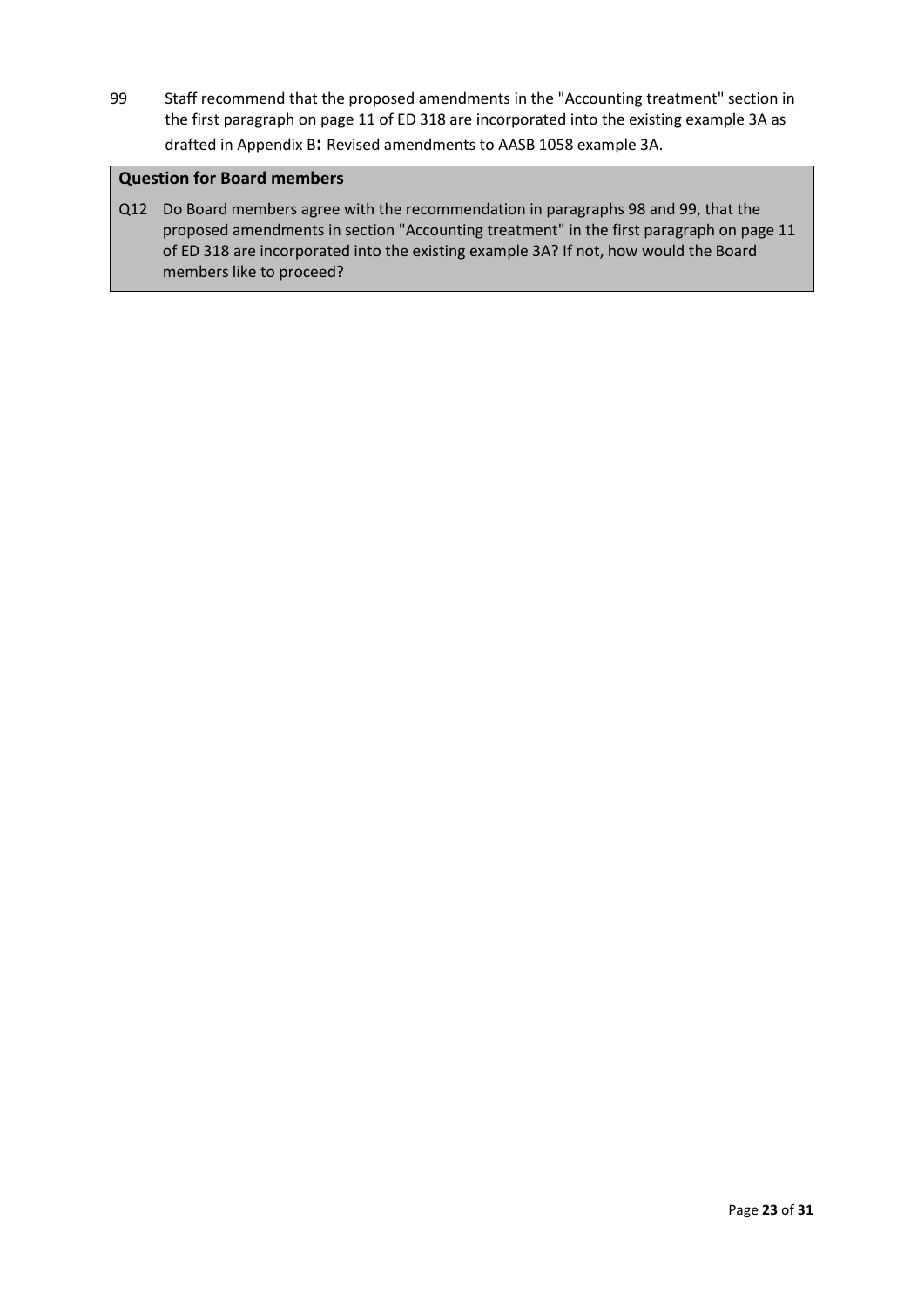99 Staff recommend that the proposed amendments in the "Accounting treatment" section in the first paragraph on page 11 of ED 318 are incorporated into the existing example 3A as drafted in Appendix B**:** Revised amendments to AASB 1058 example 3A.

**Question for Board members**

Q12 Do Board members agree with the recommendation in paragraphs 98 and 99, that the proposed amendments in section "Accounting treatment" in the first paragraph on page 11 of ED 318 are incorporated into the existing example 3A? If not, how would the Board members like to proceed?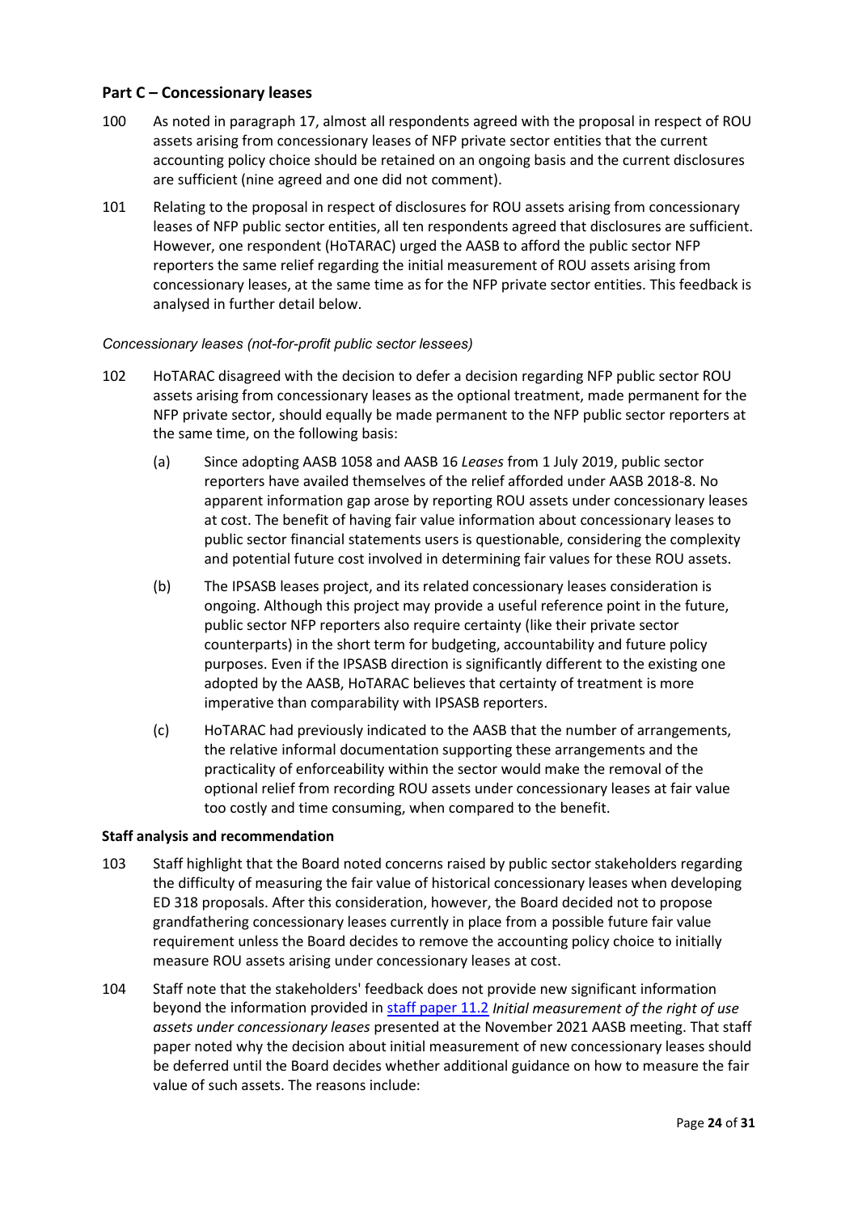## Part C – Concessionary leases

100 As noted in paragraph 17, almost all respondents agreed with the proposal in respect of ROU assets arising from concessionary leases of NFP private sector entities that the current accounting policy choice should be retained on an ongoing basis and the current disclosures are sufficient (nine agreed and one did not comment).

101 Relating to the proposal in respect of disclosures for ROU assets arising from concessionary leases of NFP public sector entities, all ten respondents agreed that disclosures are sufficient. However, one respondent (HoTARAC) urged the AASB to afford the public sector NFP reporters the same relief regarding the initial measurement of ROU assets arising from concessionary leases, at the same time as for the NFP private sector entities. This feedback is analysed in further detail below.

*Concessionary leases (not-for-profit public sector lessees)*

102 HoTARAC disagreed with the decision to defer a decision regarding NFP public sector ROU assets arising from concessionary leases as the optional treatment, made permanent for the NFP private sector, should equally be made permanent to the NFP public sector reporters at the same time, on the following basis:

(a) Since adopting AASB 1058 and AASB 16 *Leases* from 1 July 2019, public sector reporters have availed themselves of the relief afforded under AASB 2018-8. No apparent information gap arose by reporting ROU assets under concessionary leases at cost. The benefit of having fair value information about concessionary leases to public sector financial statements users is questionable, considering the complexity and potential future cost involved in determining fair values for these ROU assets.

(b) The IPSASB leases project, and its related concessionary leases consideration is ongoing. Although this project may provide a useful reference point in the future, public sector NFP reporters also require certainty (like their private sector counterparts) in the short term for budgeting, accountability and future policy purposes. Even if the IPSASB direction is significantly different to the existing one adopted by the AASB, HoTARAC believes that certainty of treatment is more imperative than comparability with IPSASB reporters.

(c) HoTARAC had previously indicated to the AASB that the number of arrangements, the relative informal documentation supporting these arrangements and the practicality of enforceability within the sector would make the removal of the optional relief from recording ROU assets under concessionary leases at fair value too costly and time consuming, when compared to the benefit.

**Staff analysis and recommendation**

103 Staff highlight that the Board noted concerns raised by public sector stakeholders regarding the difficulty of measuring the fair value of historical concessionary leases when developing ED 318 proposals. After this consideration, however, the Board decided not to propose grandfathering concessionary leases currently in place from a possible future fair value requirement unless the Board decides to remove the accounting policy choice to initially measure ROU assets arising under concessionary leases at cost.

104 Staff note that the stakeholders' feedback does not provide new significant information beyond the information provided in staff paper 11.2 *Initial measurement of the right of use assets under concessionary leases* presented at the November 2021 AASB meeting. That staff paper noted why the decision about initial measurement of new concessionary leases should be deferred until the Board decides whether additional guidance on how to measure the fair value of such assets. The reasons include: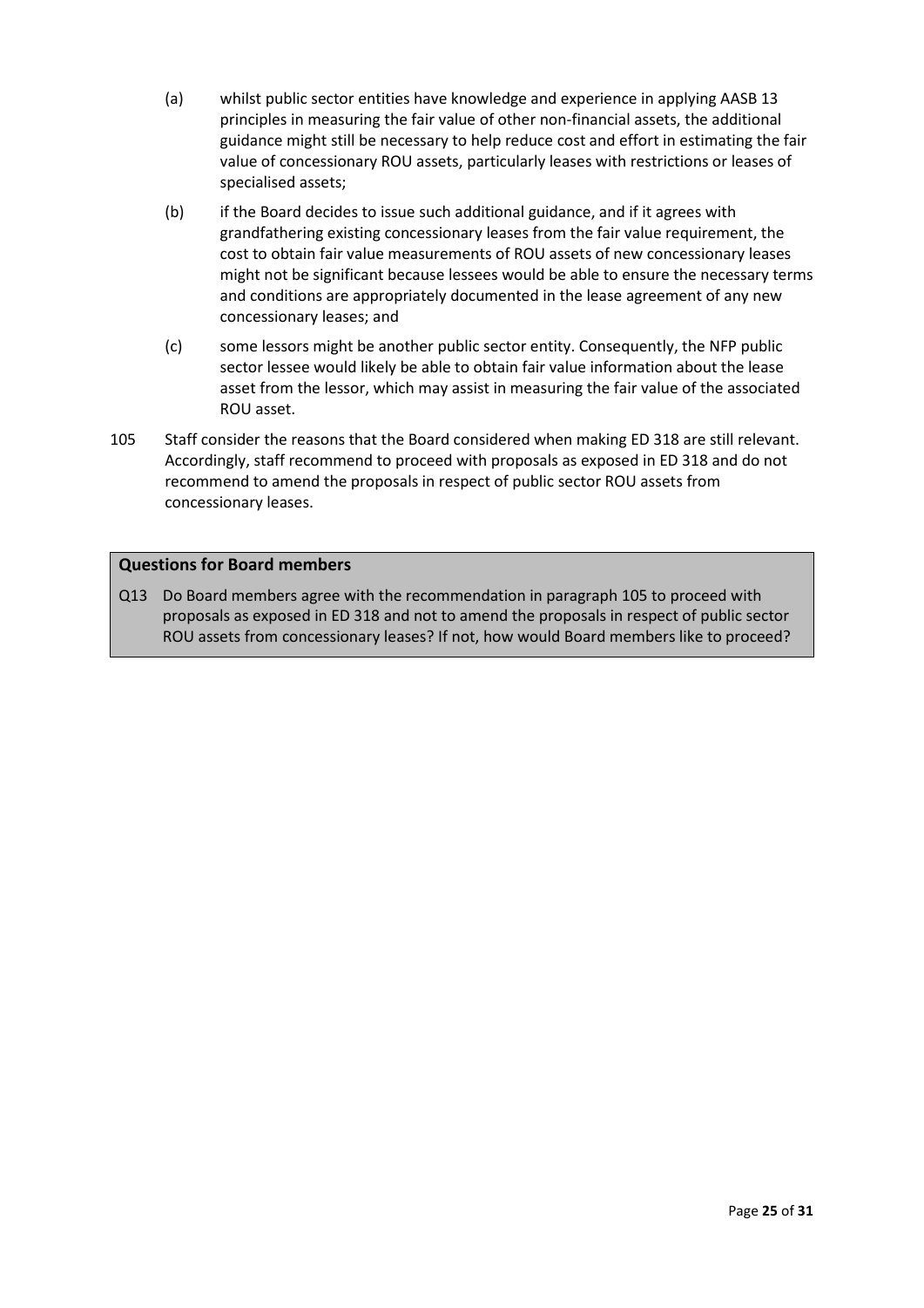(a) whilst public sector entities have knowledge and experience in applying AASB 13 principles in measuring the fair value of other non-financial assets, the additional guidance might still be necessary to help reduce cost and effort in estimating the fair value of concessionary ROU assets, particularly leases with restrictions or leases of specialised assets;

(b) if the Board decides to issue such additional guidance, and if it agrees with grandfathering existing concessionary leases from the fair value requirement, the cost to obtain fair value measurements of ROU assets of new concessionary leases might not be significant because lessees would be able to ensure the necessary terms and conditions are appropriately documented in the lease agreement of any new concessionary leases; and

(c) some lessors might be another public sector entity. Consequently, the NFP public sector lessee would likely be able to obtain fair value information about the lease asset from the lessor, which may assist in measuring the fair value of the associated ROU asset.

105 Staff consider the reasons that the Board considered when making ED 318 are still relevant. Accordingly, staff recommend to proceed with proposals as exposed in ED 318 and do not recommend to amend the proposals in respect of public sector ROU assets from concessionary leases.

**Questions for Board members**

Q13 Do Board members agree with the recommendation in paragraph 105 to proceed with proposals as exposed in ED 318 and not to amend the proposals in respect of public sector ROU assets from concessionary leases? If not, how would Board members like to proceed?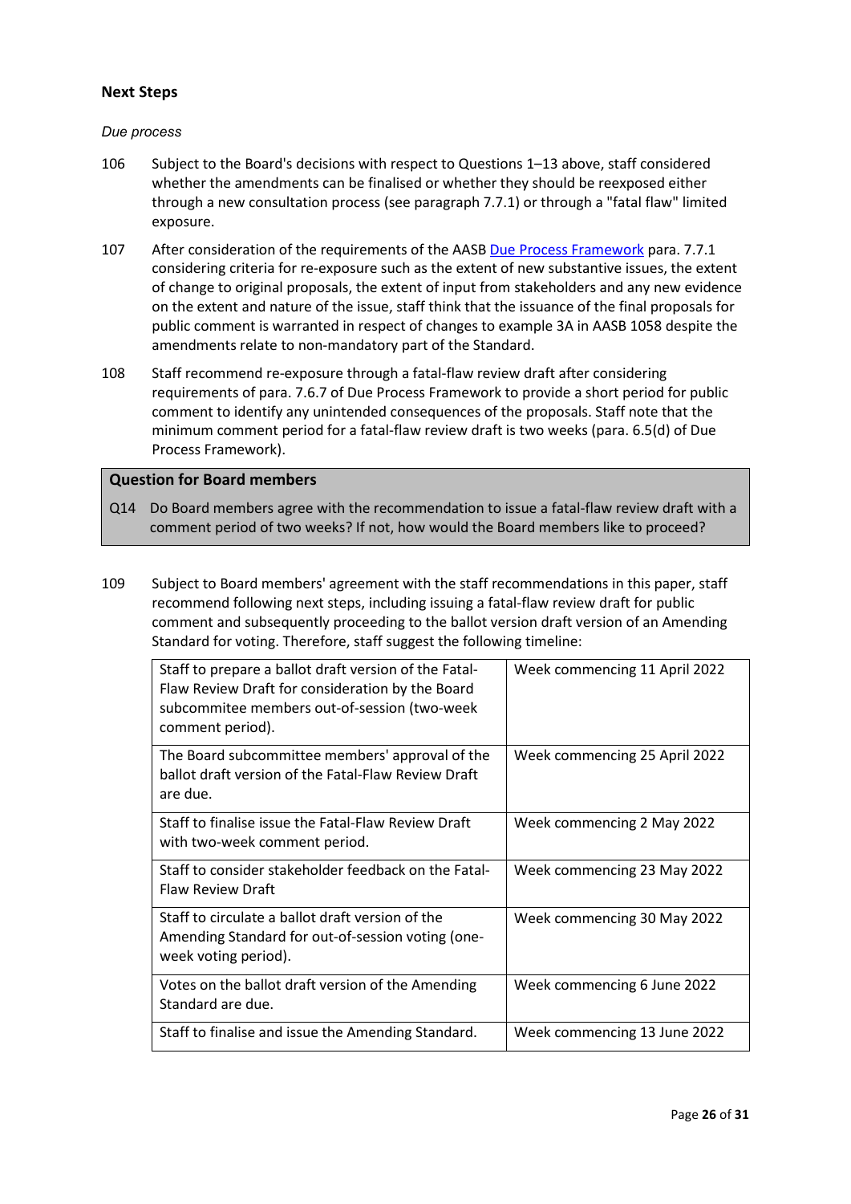## Next Steps

*Due process*

106 Subject to the Board's decisions with respect to Questions 1–13 above, staff considered whether the amendments can be finalised or whether they should be reexposed either through a new consultation process (see paragraph 7.7.1) or through a "fatal flaw" limited exposure.

107 After consideration of the requirements of the AASB [Due Process Framework](#) para. 7.7.1 considering criteria for re-exposure such as the extent of new substantive issues, the extent of change to original proposals, the extent of input from stakeholders and any new evidence on the extent and nature of the issue, staff think that the issuance of the final proposals for public comment is warranted in respect of changes to example 3A in AASB 1058 despite the amendments relate to non-mandatory part of the Standard.

108 Staff recommend re-exposure through a fatal-flaw review draft after considering requirements of para. 7.6.7 of Due Process Framework to provide a short period for public comment to identify any unintended consequences of the proposals. Staff note that the minimum comment period for a fatal-flaw review draft is two weeks (para. 6.5(d) of Due Process Framework).

**Question for Board members**

Q14 Do Board members agree with the recommendation to issue a fatal-flaw review draft with a comment period of two weeks? If not, how would the Board members like to proceed?

109 Subject to Board members' agreement with the staff recommendations in this paper, staff recommend following next steps, including issuing a fatal-flaw review draft for public comment and subsequently proceeding to the ballot version draft version of an Amending Standard for voting. Therefore, staff suggest the following timeline:

| | |
|---|---|
| Staff to prepare a ballot draft version of the Fatal-Flaw Review Draft for consideration by the Board subcommitee members out-of-session (two-week comment period). | Week commencing 11 April 2022 |
| The Board subcommittee members' approval of the ballot draft version of the Fatal-Flaw Review Draft are due. | Week commencing 25 April 2022 |
| Staff to finalise issue the Fatal-Flaw Review Draft with two-week comment period. | Week commencing 2 May 2022 |
| Staff to consider stakeholder feedback on the Fatal-Flaw Review Draft | Week commencing 23 May 2022 |
| Staff to circulate a ballot draft version of the Amending Standard for out-of-session voting (one-week voting period). | Week commencing 30 May 2022 |
| Votes on the ballot draft version of the Amending Standard are due. | Week commencing 6 June 2022 |
| Staff to finalise and issue the Amending Standard. | Week commencing 13 June 2022 |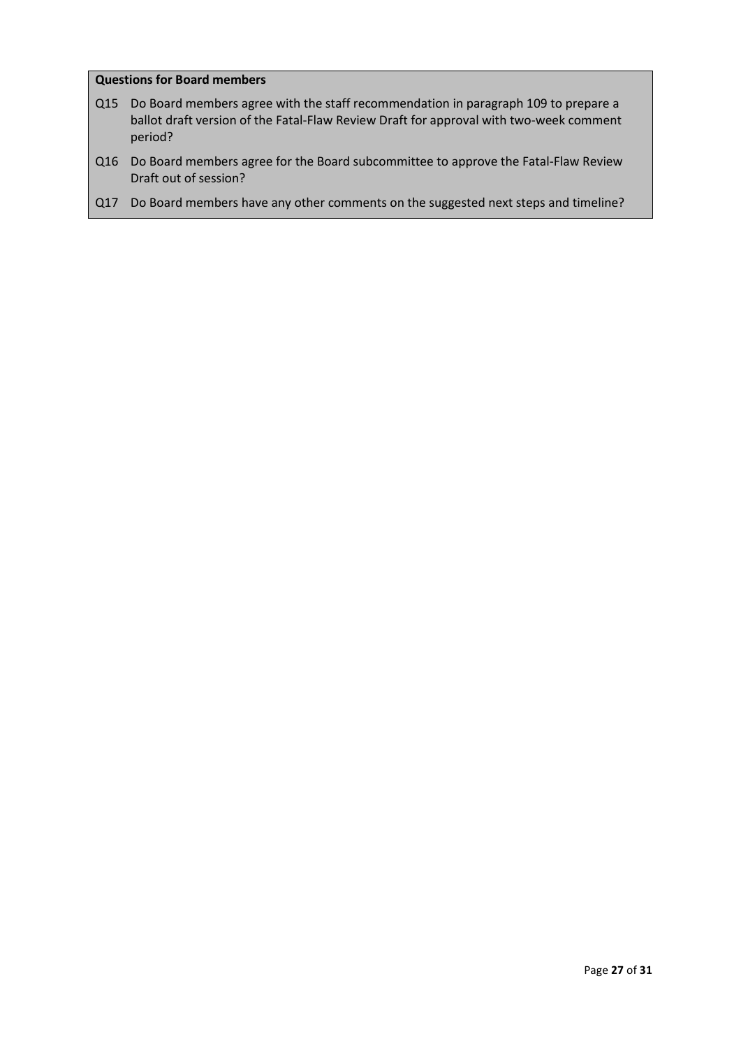**Questions for Board members**

Q15 Do Board members agree with the staff recommendation in paragraph 109 to prepare a ballot draft version of the Fatal-Flaw Review Draft for approval with two-week comment period?

Q16 Do Board members agree for the Board subcommittee to approve the Fatal-Flaw Review Draft out of session?

Q17 Do Board members have any other comments on the suggested next steps and timeline?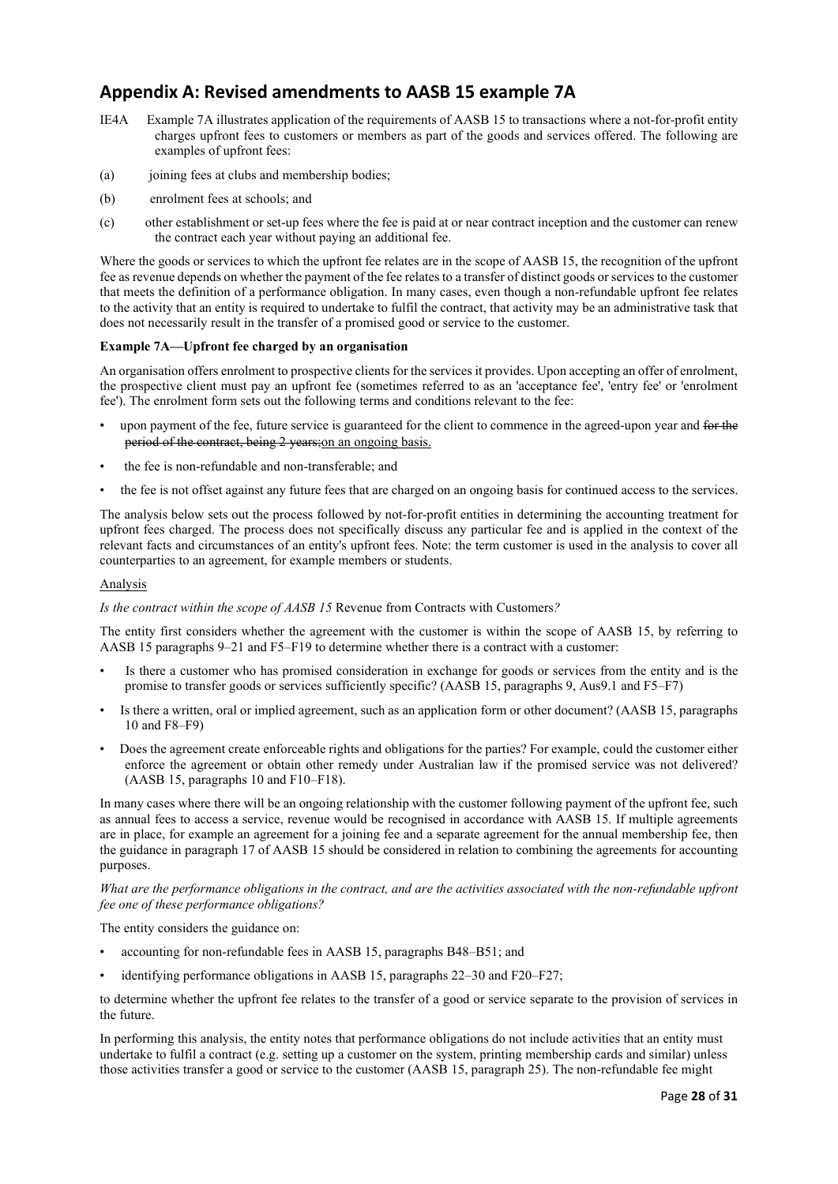## Appendix A: Revised amendments to AASB 15 example 7A

IE4A Example 7A illustrates application of the requirements of AASB 15 to transactions where a not-for-profit entity charges upfront fees to customers or members as part of the goods and services offered. The following are examples of upfront fees:

(a) joining fees at clubs and membership bodies;

(b) enrolment fees at schools; and

(c) other establishment or set-up fees where the fee is paid at or near contract inception and the customer can renew the contract each year without paying an additional fee.

Where the goods or services to which the upfront fee relates are in the scope of AASB 15, the recognition of the upfront fee as revenue depends on whether the payment of the fee relates to a transfer of distinct goods or services to the customer that meets the definition of a performance obligation. In many cases, even though a non-refundable upfront fee relates to the activity that an entity is required to undertake to fulfil the contract, that activity may be an administrative task that does not necessarily result in the transfer of a promised good or service to the customer.

**Example 7A—Upfront fee charged by an organisation**

An organisation offers enrolment to prospective clients for the services it provides. Upon accepting an offer of enrolment, the prospective client must pay an upfront fee (sometimes referred to as an 'acceptance fee', 'entry fee' or 'enrolment fee'). The enrolment form sets out the following terms and conditions relevant to the fee:

- upon payment of the fee, future service is guaranteed for the client to commence in the agreed-upon year and ~~for the period of the contract, being 2 years;~~<u>on an ongoing basis.</u>
- the fee is non-refundable and non-transferable; and
- the fee is not offset against any future fees that are charged on an ongoing basis for continued access to the services.

The analysis below sets out the process followed by not-for-profit entities in determining the accounting treatment for upfront fees charged. The process does not specifically discuss any particular fee and is applied in the context of the relevant facts and circumstances of an entity's upfront fees. Note: the term customer is used in the analysis to cover all counterparties to an agreement, for example members or students.

<u>Analysis</u>

*Is the contract within the scope of AASB 15* Revenue from Contracts with Customers*?*

The entity first considers whether the agreement with the customer is within the scope of AASB 15, by referring to AASB 15 paragraphs 9–21 and F5–F19 to determine whether there is a contract with a customer:

- Is there a customer who has promised consideration in exchange for goods or services from the entity and is the promise to transfer goods or services sufficiently specific? (AASB 15, paragraphs 9, Aus9.1 and F5–F7)
- Is there a written, oral or implied agreement, such as an application form or other document? (AASB 15, paragraphs 10 and F8–F9)
- Does the agreement create enforceable rights and obligations for the parties? For example, could the customer either enforce the agreement or obtain other remedy under Australian law if the promised service was not delivered? (AASB 15, paragraphs 10 and F10–F18).

In many cases where there will be an ongoing relationship with the customer following payment of the upfront fee, such as annual fees to access a service, revenue would be recognised in accordance with AASB 15. If multiple agreements are in place, for example an agreement for a joining fee and a separate agreement for the annual membership fee, then the guidance in paragraph 17 of AASB 15 should be considered in relation to combining the agreements for accounting purposes.

*What are the performance obligations in the contract, and are the activities associated with the non-refundable upfront fee one of these performance obligations?*

The entity considers the guidance on:

- accounting for non-refundable fees in AASB 15, paragraphs B48–B51; and
- identifying performance obligations in AASB 15, paragraphs 22–30 and F20–F27;

to determine whether the upfront fee relates to the transfer of a good or service separate to the provision of services in the future.

In performing this analysis, the entity notes that performance obligations do not include activities that an entity must undertake to fulfil a contract (e.g. setting up a customer on the system, printing membership cards and similar) unless those activities transfer a good or service to the customer (AASB 15, paragraph 25). The non-refundable fee might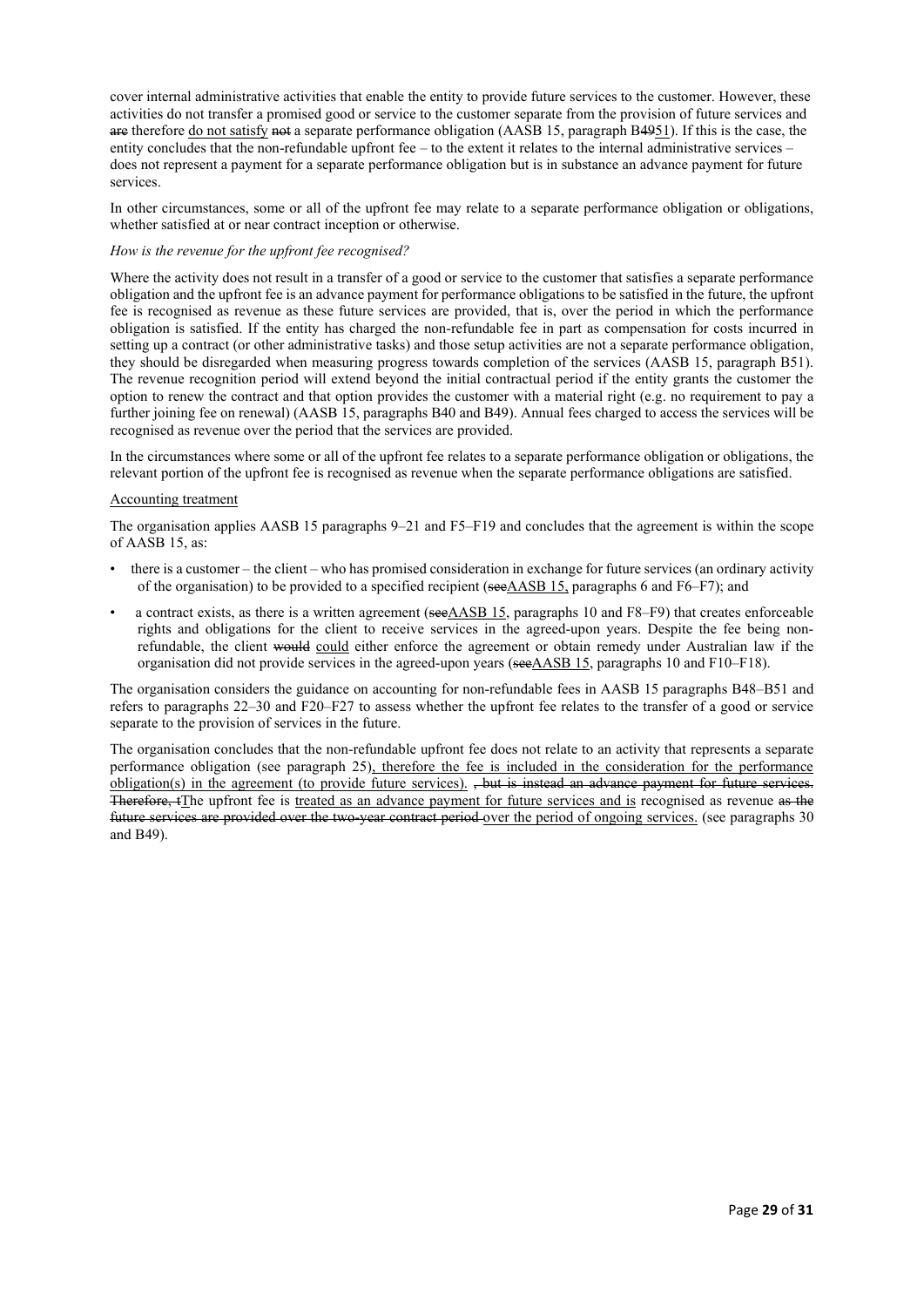cover internal administrative activities that enable the entity to provide future services to the customer. However, these activities do not transfer a promised good or service to the customer separate from the provision of future services and ~~are~~ therefore <u>do not satisfy</u> ~~not~~ a separate performance obligation (AASB 15, paragraph B~~49~~<u>51</u>). If this is the case, the entity concludes that the non-refundable upfront fee – to the extent it relates to the internal administrative services – does not represent a payment for a separate performance obligation but is in substance an advance payment for future services.

In other circumstances, some or all of the upfront fee may relate to a separate performance obligation or obligations, whether satisfied at or near contract inception or otherwise.

*How is the revenue for the upfront fee recognised?*

Where the activity does not result in a transfer of a good or service to the customer that satisfies a separate performance obligation and the upfront fee is an advance payment for performance obligations to be satisfied in the future, the upfront fee is recognised as revenue as these future services are provided, that is, over the period in which the performance obligation is satisfied. If the entity has charged the non-refundable fee in part as compensation for costs incurred in setting up a contract (or other administrative tasks) and those setup activities are not a separate performance obligation, they should be disregarded when measuring progress towards completion of the services (AASB 15, paragraph B51). The revenue recognition period will extend beyond the initial contractual period if the entity grants the customer the option to renew the contract and that option provides the customer with a material right (e.g. no requirement to pay a further joining fee on renewal) (AASB 15, paragraphs B40 and B49). Annual fees charged to access the services will be recognised as revenue over the period that the services are provided.

In the circumstances where some or all of the upfront fee relates to a separate performance obligation or obligations, the relevant portion of the upfront fee is recognised as revenue when the separate performance obligations are satisfied.

<u>Accounting treatment</u>

The organisation applies AASB 15 paragraphs 9–21 and F5–F19 and concludes that the agreement is within the scope of AASB 15, as:

- there is a customer – the client – who has promised consideration in exchange for future services (an ordinary activity of the organisation) to be provided to a specified recipient (~~see~~<u>AASB 15,</u> paragraphs 6 and F6–F7); and
- a contract exists, as there is a written agreement (~~see~~<u>AASB 15</u>, paragraphs 10 and F8–F9) that creates enforceable rights and obligations for the client to receive services in the agreed-upon years. Despite the fee being non-refundable, the client ~~would~~ <u>could</u> either enforce the agreement or obtain remedy under Australian law if the organisation did not provide services in the agreed-upon years (~~see~~<u>AASB 15</u>, paragraphs 10 and F10–F18).

The organisation considers the guidance on accounting for non-refundable fees in AASB 15 paragraphs B48–B51 and refers to paragraphs 22–30 and F20–F27 to assess whether the upfront fee relates to the transfer of a good or service separate to the provision of services in the future.

The organisation concludes that the non-refundable upfront fee does not relate to an activity that represents a separate performance obligation (see paragraph 25)<u>, therefore the fee is included in the consideration for the performance obligation(s) in the agreement (to provide future services).</u> ~~, but is instead an advance payment for future services. Therefore, t~~<u>T</u>he upfront fee is <u>treated as an advance payment for future services and is</u> recognised as revenue ~~as the future services are provided over the two-year contract period~~ <u>over the period of ongoing services.</u> (see paragraphs 30 and B49).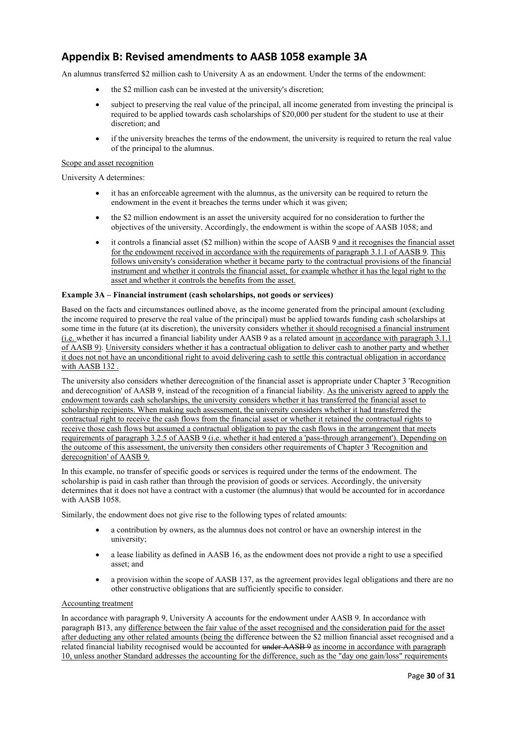## Appendix B: Revised amendments to AASB 1058 example 3A

An alumnus transferred $2 million cash to University A as an endowment. Under the terms of the endowment:

- the $2 million cash can be invested at the university's discretion;
- subject to preserving the real value of the principal, all income generated from investing the principal is required to be applied towards cash scholarships of $20,000 per student for the student to use at their discretion; and
- if the university breaches the terms of the endowment, the university is required to return the real value of the principal to the alumnus.

Scope and asset recognition

University A determines:

- it has an enforceable agreement with the alumnus, as the university can be required to return the endowment in the event it breaches the terms under which it was given;
- the $2 million endowment is an asset the university acquired for no consideration to further the objectives of the university. Accordingly, the endowment is within the scope of AASB 1058; and
- it controls a financial asset ($2 million) within the scope of AASB 9 and it recognises the financial asset for the endowment received in accordance with the requirements of paragraph 3.1.1 of AASB 9. This follows university's consideration whether it became party to the contractual provisions of the financial instrument and whether it controls the financial asset, for example whether it has the legal right to the asset and whether it controls the benefits from the asset.

**Example 3A – Financial instrument (cash scholarships, not goods or services)**

Based on the facts and circumstances outlined above, as the income generated from the principal amount (excluding the income required to preserve the real value of the principal) must be applied towards funding cash scholarships at some time in the future (at its discretion), the university considers whether it should recognised a financial instrument (i.e. whether it has incurred a financial liability under AASB 9 as a related amount in accordance with paragraph 3.1.1 of AASB 9). University considers whether it has a contractual obligation to deliver cash to another party and whether it does not not have an unconditional right to avoid delivering cash to settle this contractual obligation in accordance with AASB 132 .

The university also considers whether derecognition of the financial asset is appropriate under Chapter 3 'Recognition and derecognition' of AASB 9, instead of the recognition of a financial liability. As the univeristy agreed to apply the endowment towards cash scholarships, the university considers whether it has transferred the financial asset to scholarship recipients. When making such assessment, the university considers whether it had transferred the contractual right to receive the cash flows from the financial asset or whether it retained the contractual rights to receive those cash flows but assumed a contractual obligation to pay the cash flows in the arrangement that meets requirements of paragraph 3.2.5 of AASB 9 (i.e. whether it had entered a 'pass-through arrangement'). Depending on the outcome of this assessment, the university then considers other requirements of Chapter 3 'Recognition and derecognition' of AASB 9.

In this example, no transfer of specific goods or services is required under the terms of the endowment. The scholarship is paid in cash rather than through the provision of goods or services. Accordingly, the university determines that it does not have a contract with a customer (the alumnus) that would be accounted for in accordance with AASB 1058.

Similarly, the endowment does not give rise to the following types of related amounts:

- a contribution by owners, as the alumnus does not control or have an ownership interest in the university;
- a lease liability as defined in AASB 16, as the endowment does not provide a right to use a specified asset; and
- a provision within the scope of AASB 137, as the agreement provides legal obligations and there are no other constructive obligations that are sufficiently specific to consider.

Accounting treatment

In accordance with paragraph 9, University A accounts for the endowment under AASB 9. In accordance with paragraph B13, any difference between the fair value of the asset recognised and the consideration paid for the asset after deducting any other related amounts (being the difference between the $2 million financial asset recognised and a related financial liability recognised would be accounted for ~~under AASB 9~~ as income in accordance with paragraph 10, unless another Standard addresses the accounting for the difference, such as the "day one gain/loss" requirements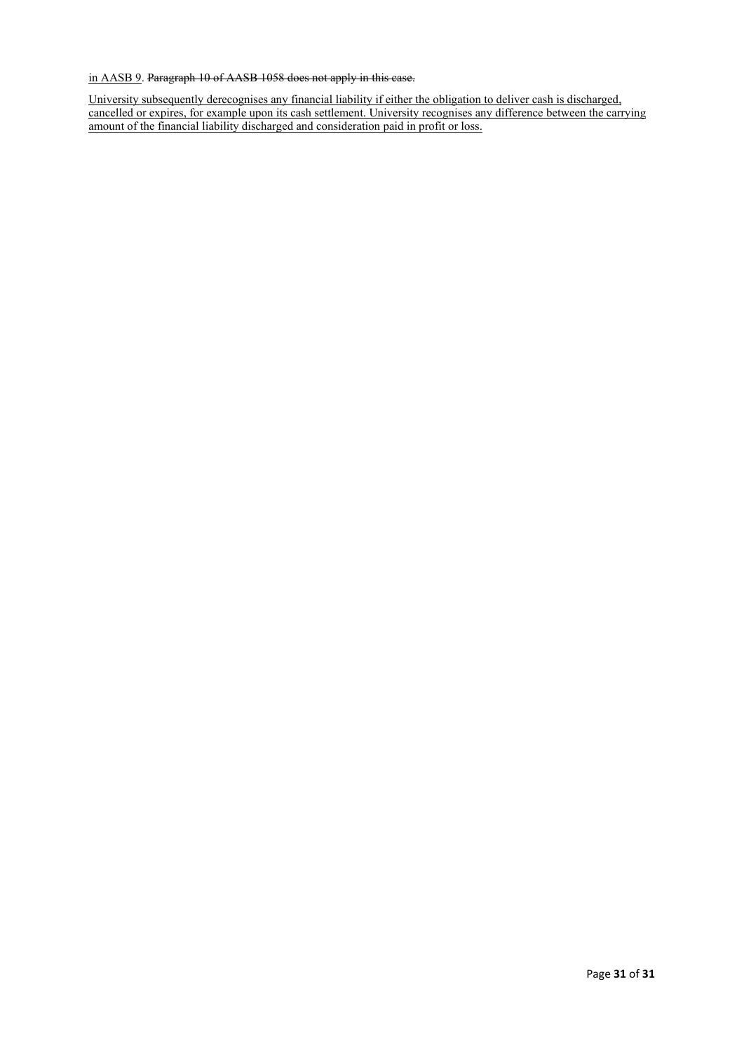<u>in AASB 9</u>. ~~Paragraph 10 of AASB 1058 does not apply in this case.~~

<u>University subsequently derecognises any financial liability if either the obligation to deliver cash is discharged, cancelled or expires, for example upon its cash settlement. University recognises any difference between the carrying amount of the financial liability discharged and consideration paid in profit or loss.</u>